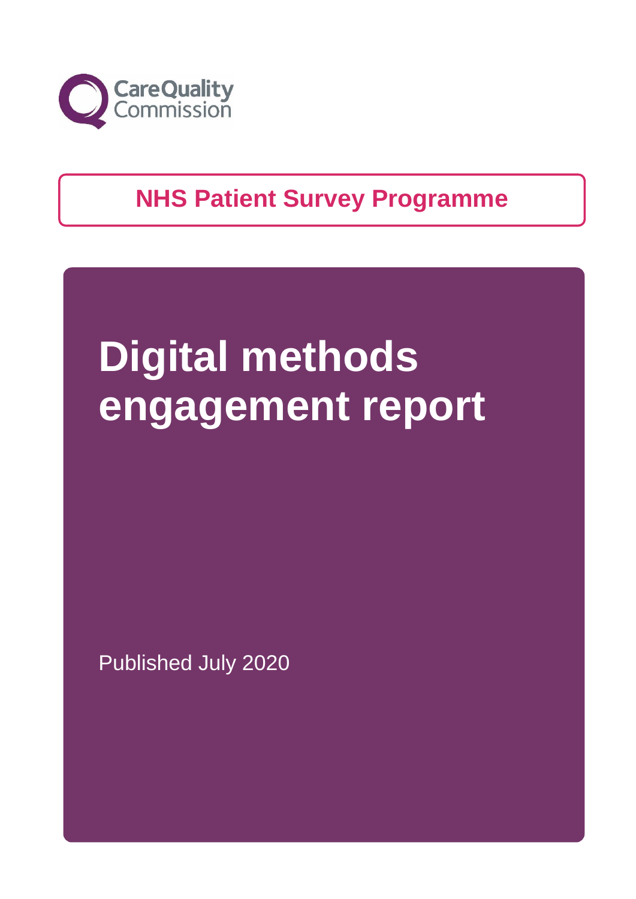Care Quality Commission

**NHS Patient Survey Programme**

# Digital methods engagement report

Published July 2020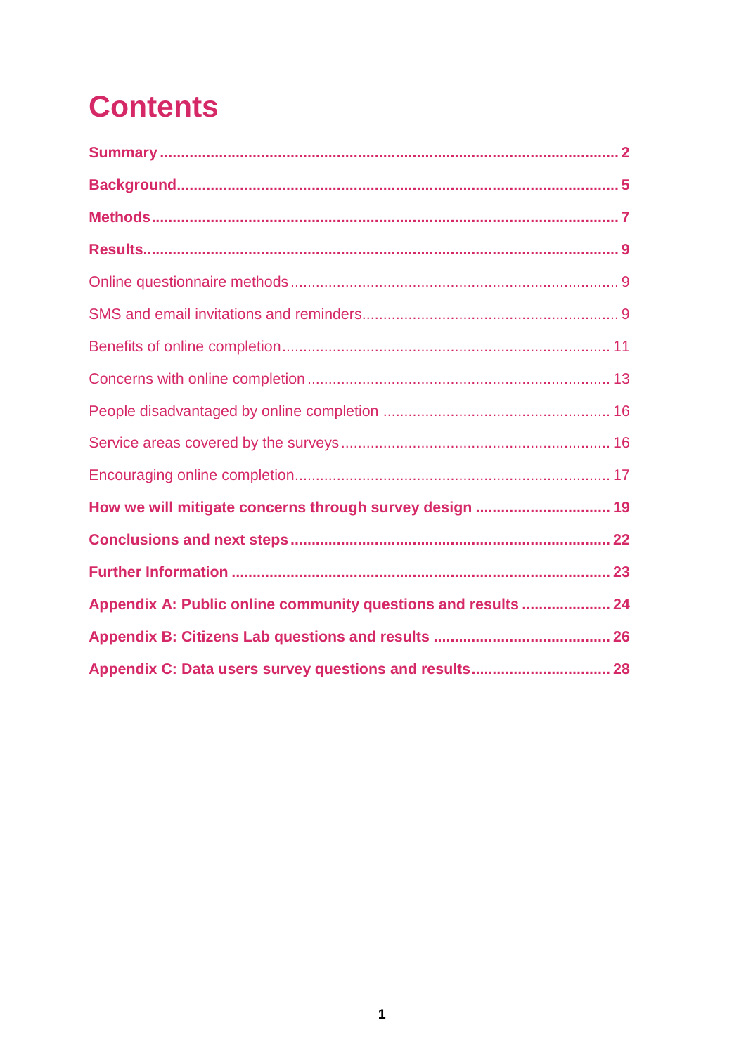# Contents

**Summary** ..... 2

**Background** ..... 5

**Methods** ..... 7

**Results** ..... 9

Online questionnaire methods ..... 9

SMS and email invitations and reminders ..... 9

Benefits of online completion ..... 11

Concerns with online completion ..... 13

People disadvantaged by online completion ..... 16

Service areas covered by the surveys ..... 16

Encouraging online completion ..... 17

**How we will mitigate concerns through survey design** ..... 19

**Conclusions and next steps** ..... 22

**Further Information** ..... 23

**Appendix A: Public online community questions and results** ..... 24

**Appendix B: Citizens Lab questions and results** ..... 26

**Appendix C: Data users survey questions and results** ..... 28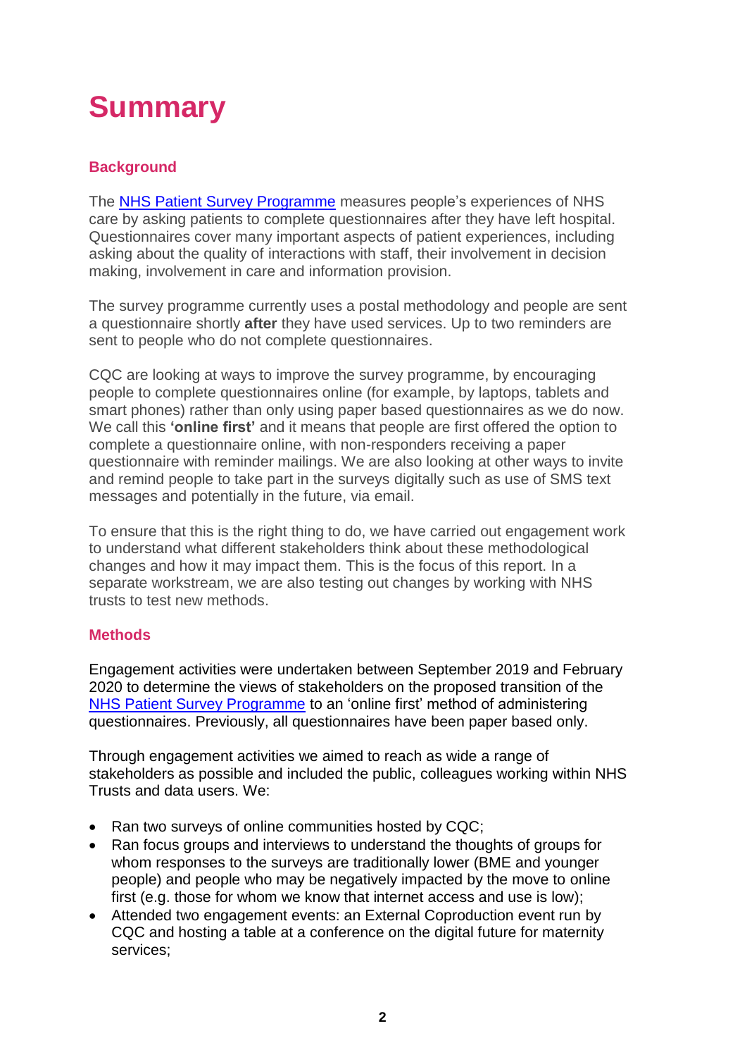# Summary

## Background

The NHS Patient Survey Programme measures people's experiences of NHS care by asking patients to complete questionnaires after they have left hospital. Questionnaires cover many important aspects of patient experiences, including asking about the quality of interactions with staff, their involvement in decision making, involvement in care and information provision.

The survey programme currently uses a postal methodology and people are sent a questionnaire shortly **after** they have used services. Up to two reminders are sent to people who do not complete questionnaires.

CQC are looking at ways to improve the survey programme, by encouraging people to complete questionnaires online (for example, by laptops, tablets and smart phones) rather than only using paper based questionnaires as we do now. We call this **'online first'** and it means that people are first offered the option to complete a questionnaire online, with non-responders receiving a paper questionnaire with reminder mailings. We are also looking at other ways to invite and remind people to take part in the surveys digitally such as use of SMS text messages and potentially in the future, via email.

To ensure that this is the right thing to do, we have carried out engagement work to understand what different stakeholders think about these methodological changes and how it may impact them. This is the focus of this report. In a separate workstream, we are also testing out changes by working with NHS trusts to test new methods.

## Methods

Engagement activities were undertaken between September 2019 and February 2020 to determine the views of stakeholders on the proposed transition of the NHS Patient Survey Programme to an 'online first' method of administering questionnaires. Previously, all questionnaires have been paper based only.

Through engagement activities we aimed to reach as wide a range of stakeholders as possible and included the public, colleagues working within NHS Trusts and data users. We:

- Ran two surveys of online communities hosted by CQC;
- Ran focus groups and interviews to understand the thoughts of groups for whom responses to the surveys are traditionally lower (BME and younger people) and people who may be negatively impacted by the move to online first (e.g. those for whom we know that internet access and use is low);
- Attended two engagement events: an External Coproduction event run by CQC and hosting a table at a conference on the digital future for maternity services;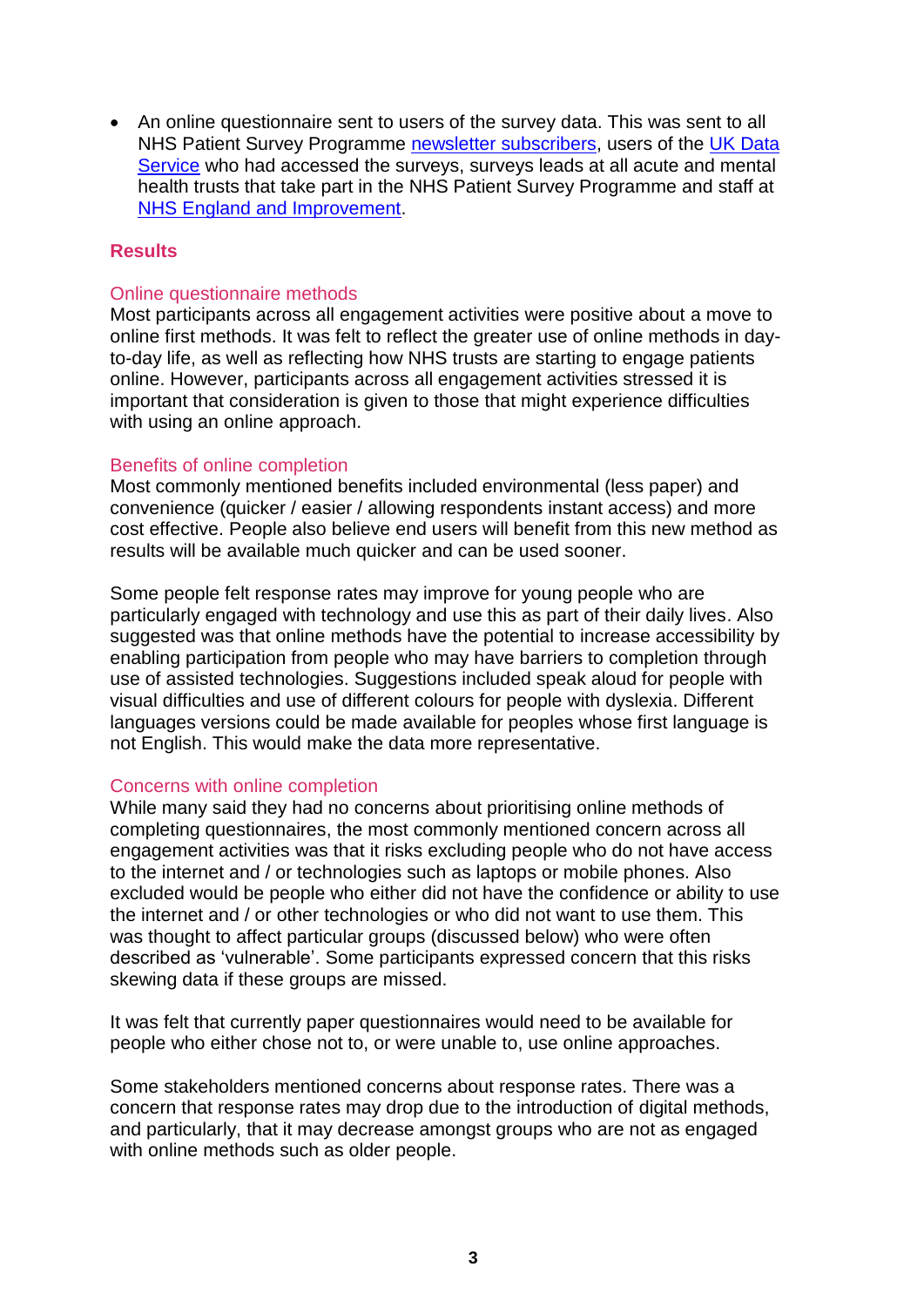- An online questionnaire sent to users of the survey data. This was sent to all NHS Patient Survey Programme newsletter subscribers, users of the UK Data Service who had accessed the surveys, surveys leads at all acute and mental health trusts that take part in the NHS Patient Survey Programme and staff at NHS England and Improvement.

## Results

### Online questionnaire methods

Most participants across all engagement activities were positive about a move to online first methods. It was felt to reflect the greater use of online methods in day-to-day life, as well as reflecting how NHS trusts are starting to engage patients online. However, participants across all engagement activities stressed it is important that consideration is given to those that might experience difficulties with using an online approach.

### Benefits of online completion

Most commonly mentioned benefits included environmental (less paper) and convenience (quicker / easier / allowing respondents instant access) and more cost effective. People also believe end users will benefit from this new method as results will be available much quicker and can be used sooner.

Some people felt response rates may improve for young people who are particularly engaged with technology and use this as part of their daily lives. Also suggested was that online methods have the potential to increase accessibility by enabling participation from people who may have barriers to completion through use of assisted technologies. Suggestions included speak aloud for people with visual difficulties and use of different colours for people with dyslexia. Different languages versions could be made available for peoples whose first language is not English. This would make the data more representative.

### Concerns with online completion

While many said they had no concerns about prioritising online methods of completing questionnaires, the most commonly mentioned concern across all engagement activities was that it risks excluding people who do not have access to the internet and / or technologies such as laptops or mobile phones. Also excluded would be people who either did not have the confidence or ability to use the internet and / or other technologies or who did not want to use them. This was thought to affect particular groups (discussed below) who were often described as 'vulnerable'. Some participants expressed concern that this risks skewing data if these groups are missed.

It was felt that currently paper questionnaires would need to be available for people who either chose not to, or were unable to, use online approaches.

Some stakeholders mentioned concerns about response rates. There was a concern that response rates may drop due to the introduction of digital methods, and particularly, that it may decrease amongst groups who are not as engaged with online methods such as older people.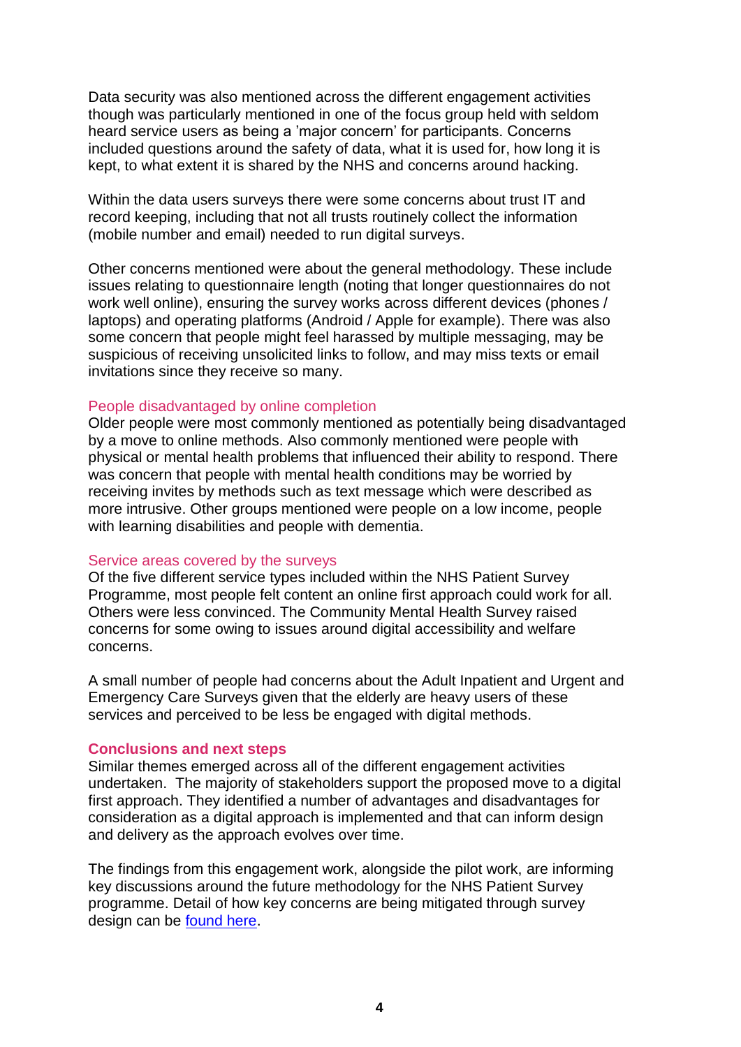Data security was also mentioned across the different engagement activities though was particularly mentioned in one of the focus group held with seldom heard service users as being a 'major concern' for participants. Concerns included questions around the safety of data, what it is used for, how long it is kept, to what extent it is shared by the NHS and concerns around hacking.

Within the data users surveys there were some concerns about trust IT and record keeping, including that not all trusts routinely collect the information (mobile number and email) needed to run digital surveys.

Other concerns mentioned were about the general methodology. These include issues relating to questionnaire length (noting that longer questionnaires do not work well online), ensuring the survey works across different devices (phones / laptops) and operating platforms (Android / Apple for example). There was also some concern that people might feel harassed by multiple messaging, may be suspicious of receiving unsolicited links to follow, and may miss texts or email invitations since they receive so many.

### People disadvantaged by online completion

Older people were most commonly mentioned as potentially being disadvantaged by a move to online methods. Also commonly mentioned were people with physical or mental health problems that influenced their ability to respond. There was concern that people with mental health conditions may be worried by receiving invites by methods such as text message which were described as more intrusive. Other groups mentioned were people on a low income, people with learning disabilities and people with dementia.

### Service areas covered by the surveys

Of the five different service types included within the NHS Patient Survey Programme, most people felt content an online first approach could work for all. Others were less convinced. The Community Mental Health Survey raised concerns for some owing to issues around digital accessibility and welfare concerns.

A small number of people had concerns about the Adult Inpatient and Urgent and Emergency Care Surveys given that the elderly are heavy users of these services and perceived to be less be engaged with digital methods.

## Conclusions and next steps

Similar themes emerged across all of the different engagement activities undertaken. The majority of stakeholders support the proposed move to a digital first approach. They identified a number of advantages and disadvantages for consideration as a digital approach is implemented and that can inform design and delivery as the approach evolves over time.

The findings from this engagement work, alongside the pilot work, are informing key discussions around the future methodology for the NHS Patient Survey programme. Detail of how key concerns are being mitigated through survey design can be found here.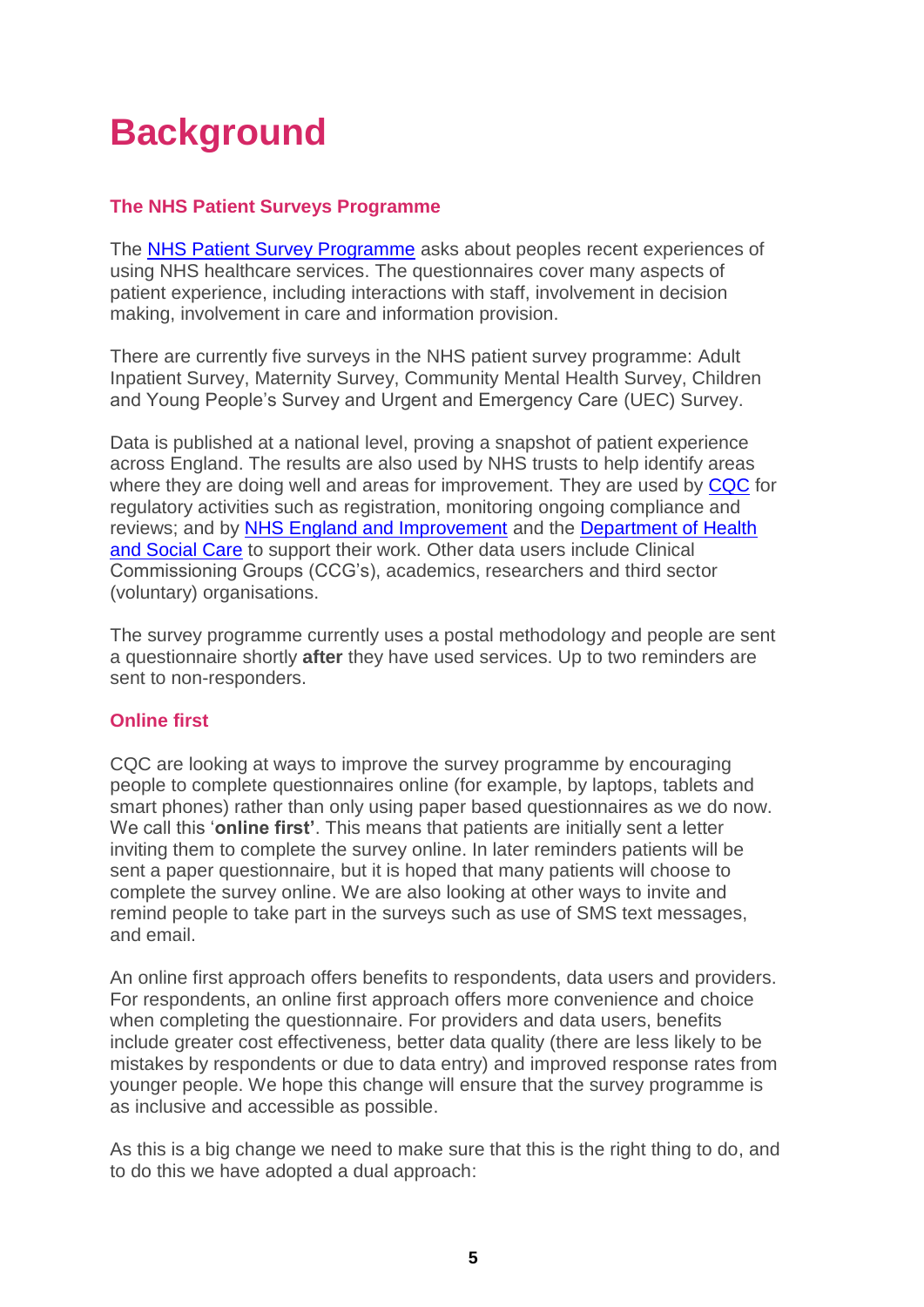# Background

## The NHS Patient Surveys Programme

The NHS Patient Survey Programme asks about peoples recent experiences of using NHS healthcare services. The questionnaires cover many aspects of patient experience, including interactions with staff, involvement in decision making, involvement in care and information provision.

There are currently five surveys in the NHS patient survey programme: Adult Inpatient Survey, Maternity Survey, Community Mental Health Survey, Children and Young People's Survey and Urgent and Emergency Care (UEC) Survey.

Data is published at a national level, proving a snapshot of patient experience across England. The results are also used by NHS trusts to help identify areas where they are doing well and areas for improvement. They are used by CQC for regulatory activities such as registration, monitoring ongoing compliance and reviews; and by NHS England and Improvement and the Department of Health and Social Care to support their work. Other data users include Clinical Commissioning Groups (CCG's), academics, researchers and third sector (voluntary) organisations.

The survey programme currently uses a postal methodology and people are sent a questionnaire shortly **after** they have used services. Up to two reminders are sent to non-responders.

## Online first

CQC are looking at ways to improve the survey programme by encouraging people to complete questionnaires online (for example, by laptops, tablets and smart phones) rather than only using paper based questionnaires as we do now. We call this '**online first'**. This means that patients are initially sent a letter inviting them to complete the survey online. In later reminders patients will be sent a paper questionnaire, but it is hoped that many patients will choose to complete the survey online. We are also looking at other ways to invite and remind people to take part in the surveys such as use of SMS text messages, and email.

An online first approach offers benefits to respondents, data users and providers. For respondents, an online first approach offers more convenience and choice when completing the questionnaire. For providers and data users, benefits include greater cost effectiveness, better data quality (there are less likely to be mistakes by respondents or due to data entry) and improved response rates from younger people. We hope this change will ensure that the survey programme is as inclusive and accessible as possible.

As this is a big change we need to make sure that this is the right thing to do, and to do this we have adopted a dual approach: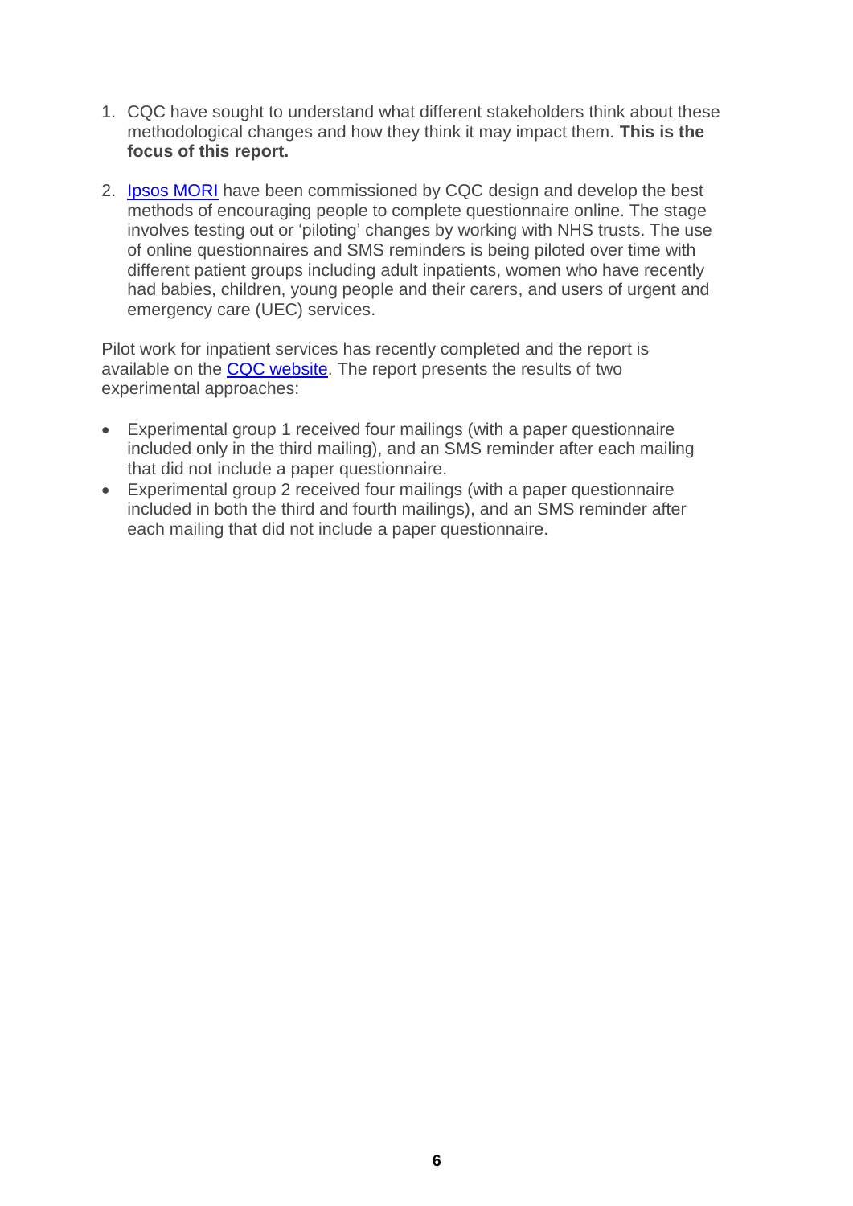1. CQC have sought to understand what different stakeholders think about these methodological changes and how they think it may impact them. **This is the focus of this report.**

2. Ipsos MORI have been commissioned by CQC design and develop the best methods of encouraging people to complete questionnaire online. The stage involves testing out or 'piloting' changes by working with NHS trusts. The use of online questionnaires and SMS reminders is being piloted over time with different patient groups including adult inpatients, women who have recently had babies, children, young people and their carers, and users of urgent and emergency care (UEC) services.

Pilot work for inpatient services has recently completed and the report is available on the CQC website. The report presents the results of two experimental approaches:

- Experimental group 1 received four mailings (with a paper questionnaire included only in the third mailing), and an SMS reminder after each mailing that did not include a paper questionnaire.
- Experimental group 2 received four mailings (with a paper questionnaire included in both the third and fourth mailings), and an SMS reminder after each mailing that did not include a paper questionnaire.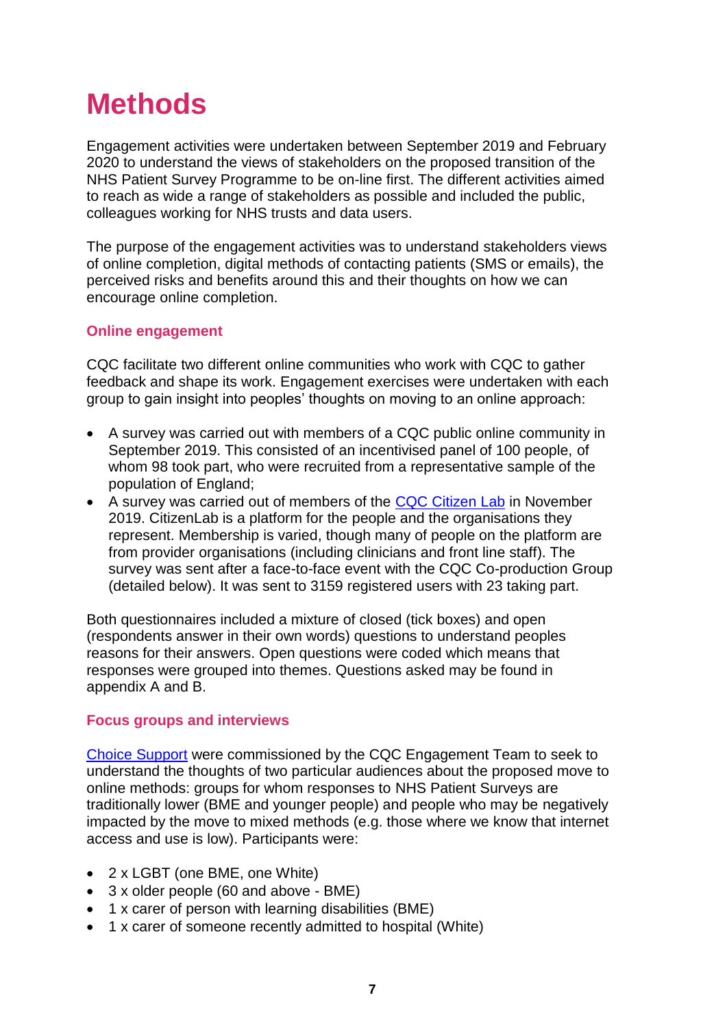# Methods

Engagement activities were undertaken between September 2019 and February 2020 to understand the views of stakeholders on the proposed transition of the NHS Patient Survey Programme to be on-line first. The different activities aimed to reach as wide a range of stakeholders as possible and included the public, colleagues working for NHS trusts and data users.

The purpose of the engagement activities was to understand stakeholders views of online completion, digital methods of contacting patients (SMS or emails), the perceived risks and benefits around this and their thoughts on how we can encourage online completion.

### Online engagement

CQC facilitate two different online communities who work with CQC to gather feedback and shape its work. Engagement exercises were undertaken with each group to gain insight into peoples' thoughts on moving to an online approach:

- A survey was carried out with members of a CQC public online community in September 2019. This consisted of an incentivised panel of 100 people, of whom 98 took part, who were recruited from a representative sample of the population of England;
- A survey was carried out of members of the CQC Citizen Lab in November 2019. CitizenLab is a platform for the people and the organisations they represent. Membership is varied, though many of people on the platform are from provider organisations (including clinicians and front line staff). The survey was sent after a face-to-face event with the CQC Co-production Group (detailed below). It was sent to 3159 registered users with 23 taking part.

Both questionnaires included a mixture of closed (tick boxes) and open (respondents answer in their own words) questions to understand peoples reasons for their answers. Open questions were coded which means that responses were grouped into themes. Questions asked may be found in appendix A and B.

### Focus groups and interviews

Choice Support were commissioned by the CQC Engagement Team to seek to understand the thoughts of two particular audiences about the proposed move to online methods: groups for whom responses to NHS Patient Surveys are traditionally lower (BME and younger people) and people who may be negatively impacted by the move to mixed methods (e.g. those where we know that internet access and use is low). Participants were:

- 2 x LGBT (one BME, one White)
- 3 x older people (60 and above - BME)
- 1 x carer of person with learning disabilities (BME)
- 1 x carer of someone recently admitted to hospital (White)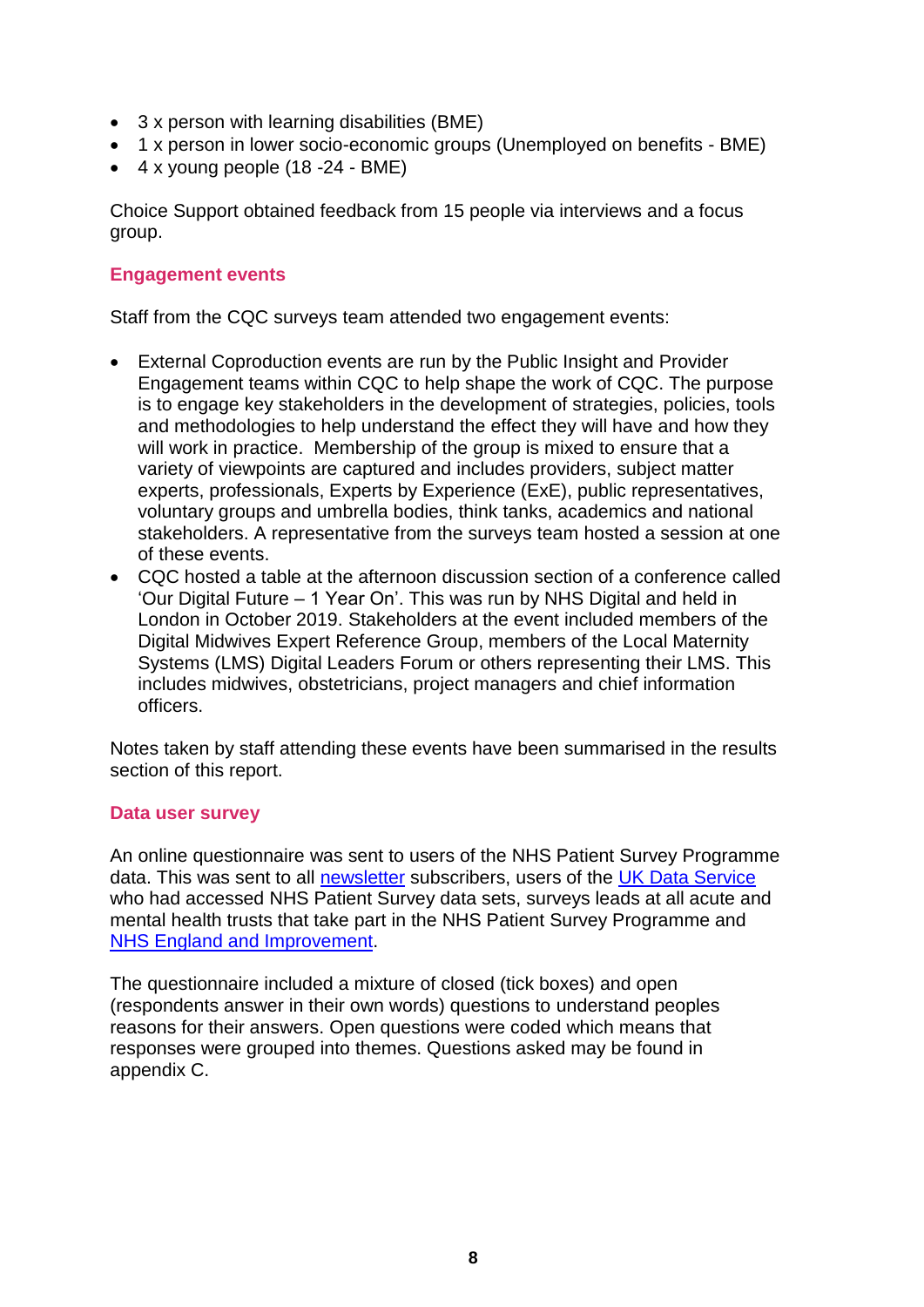- 3 x person with learning disabilities (BME)
- 1 x person in lower socio-economic groups (Unemployed on benefits - BME)
- 4 x young people (18 -24 - BME)

Choice Support obtained feedback from 15 people via interviews and a focus group.

### Engagement events

Staff from the CQC surveys team attended two engagement events:

- External Coproduction events are run by the Public Insight and Provider Engagement teams within CQC to help shape the work of CQC. The purpose is to engage key stakeholders in the development of strategies, policies, tools and methodologies to help understand the effect they will have and how they will work in practice. Membership of the group is mixed to ensure that a variety of viewpoints are captured and includes providers, subject matter experts, professionals, Experts by Experience (ExE), public representatives, voluntary groups and umbrella bodies, think tanks, academics and national stakeholders. A representative from the surveys team hosted a session at one of these events.
- CQC hosted a table at the afternoon discussion section of a conference called 'Our Digital Future – 1 Year On'. This was run by NHS Digital and held in London in October 2019. Stakeholders at the event included members of the Digital Midwives Expert Reference Group, members of the Local Maternity Systems (LMS) Digital Leaders Forum or others representing their LMS. This includes midwives, obstetricians, project managers and chief information officers.

Notes taken by staff attending these events have been summarised in the results section of this report.

### Data user survey

An online questionnaire was sent to users of the NHS Patient Survey Programme data. This was sent to all newsletter subscribers, users of the UK Data Service who had accessed NHS Patient Survey data sets, surveys leads at all acute and mental health trusts that take part in the NHS Patient Survey Programme and NHS England and Improvement.

The questionnaire included a mixture of closed (tick boxes) and open (respondents answer in their own words) questions to understand peoples reasons for their answers. Open questions were coded which means that responses were grouped into themes. Questions asked may be found in appendix C.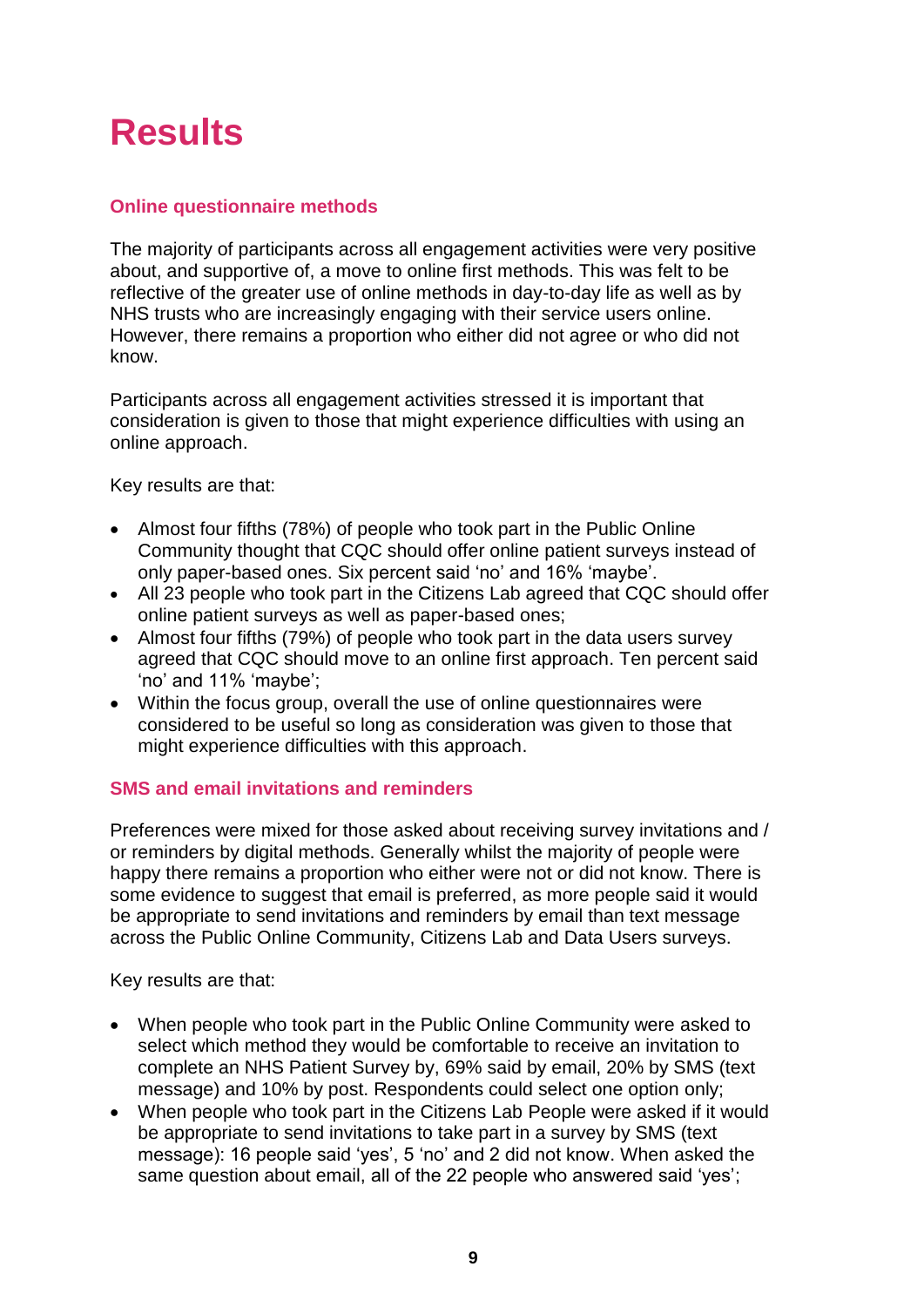# Results

### Online questionnaire methods

The majority of participants across all engagement activities were very positive about, and supportive of, a move to online first methods. This was felt to be reflective of the greater use of online methods in day-to-day life as well as by NHS trusts who are increasingly engaging with their service users online. However, there remains a proportion who either did not agree or who did not know.

Participants across all engagement activities stressed it is important that consideration is given to those that might experience difficulties with using an online approach.

Key results are that:

- Almost four fifths (78%) of people who took part in the Public Online Community thought that CQC should offer online patient surveys instead of only paper-based ones. Six percent said 'no' and 16% 'maybe'.
- All 23 people who took part in the Citizens Lab agreed that CQC should offer online patient surveys as well as paper-based ones;
- Almost four fifths (79%) of people who took part in the data users survey agreed that CQC should move to an online first approach. Ten percent said 'no' and 11% 'maybe';
- Within the focus group, overall the use of online questionnaires were considered to be useful so long as consideration was given to those that might experience difficulties with this approach.

### SMS and email invitations and reminders

Preferences were mixed for those asked about receiving survey invitations and / or reminders by digital methods. Generally whilst the majority of people were happy there remains a proportion who either were not or did not know. There is some evidence to suggest that email is preferred, as more people said it would be appropriate to send invitations and reminders by email than text message across the Public Online Community, Citizens Lab and Data Users surveys.

Key results are that:

- When people who took part in the Public Online Community were asked to select which method they would be comfortable to receive an invitation to complete an NHS Patient Survey by, 69% said by email, 20% by SMS (text message) and 10% by post. Respondents could select one option only;
- When people who took part in the Citizens Lab People were asked if it would be appropriate to send invitations to take part in a survey by SMS (text message): 16 people said 'yes', 5 'no' and 2 did not know. When asked the same question about email, all of the 22 people who answered said 'yes';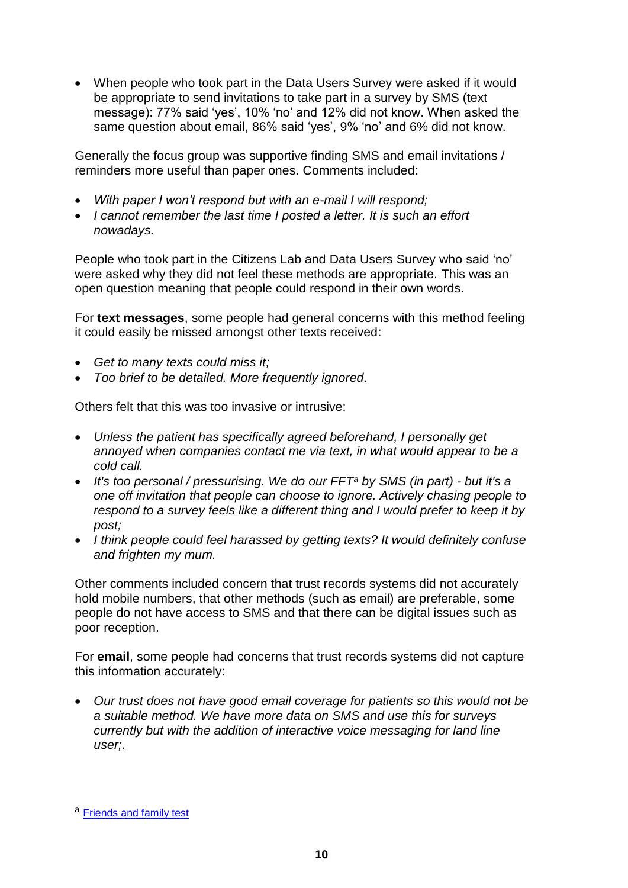- When people who took part in the Data Users Survey were asked if it would be appropriate to send invitations to take part in a survey by SMS (text message): 77% said 'yes', 10% 'no' and 12% did not know. When asked the same question about email, 86% said 'yes', 9% 'no' and 6% did not know.

Generally the focus group was supportive finding SMS and email invitations / reminders more useful than paper ones. Comments included:

- *With paper I won't respond but with an e-mail I will respond;*
- *I cannot remember the last time I posted a letter. It is such an effort nowadays.*

People who took part in the Citizens Lab and Data Users Survey who said 'no' were asked why they did not feel these methods are appropriate. This was an open question meaning that people could respond in their own words.

For **text messages**, some people had general concerns with this method feeling it could easily be missed amongst other texts received:

- *Get to many texts could miss it;*
- *Too brief to be detailed. More frequently ignored.*

Others felt that this was too invasive or intrusive:

- *Unless the patient has specifically agreed beforehand, I personally get annoyed when companies contact me via text, in what would appear to be a cold call.*
- *It's too personal / pressurising. We do our FFT*[a] *by SMS (in part) - but it's a one off invitation that people can choose to ignore. Actively chasing people to respond to a survey feels like a different thing and I would prefer to keep it by post;*
- *I think people could feel harassed by getting texts? It would definitely confuse and frighten my mum.*

Other comments included concern that trust records systems did not accurately hold mobile numbers, that other methods (such as email) are preferable, some people do not have access to SMS and that there can be digital issues such as poor reception.

For **email**, some people had concerns that trust records systems did not capture this information accurately:

- *Our trust does not have good email coverage for patients so this would not be a suitable method. We have more data on SMS and use this for surveys currently but with the addition of interactive voice messaging for land line user;.*

---

[a] Friends and family test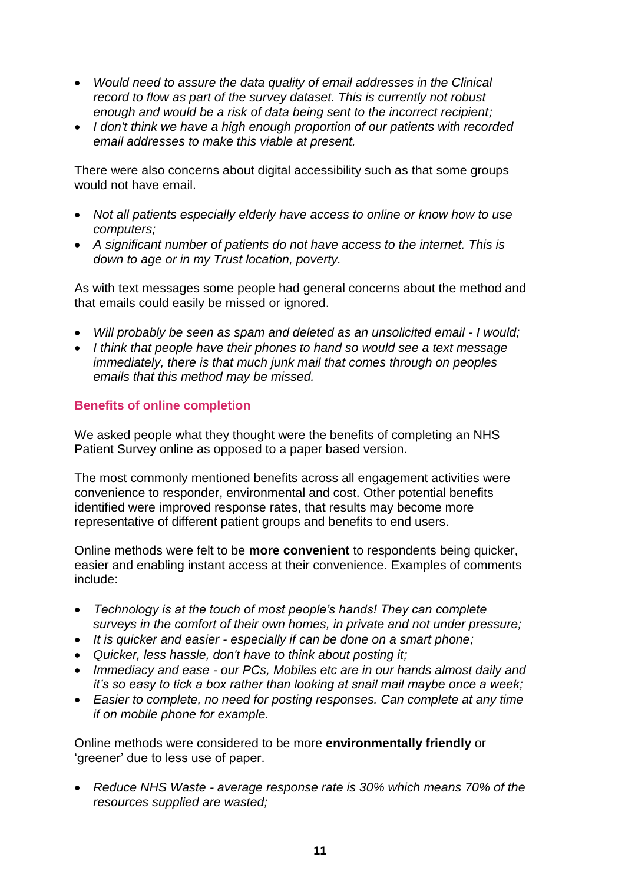- *Would need to assure the data quality of email addresses in the Clinical record to flow as part of the survey dataset. This is currently not robust enough and would be a risk of data being sent to the incorrect recipient;*
- *I don't think we have a high enough proportion of our patients with recorded email addresses to make this viable at present.*

There were also concerns about digital accessibility such as that some groups would not have email.

- *Not all patients especially elderly have access to online or know how to use computers;*
- *A significant number of patients do not have access to the internet. This is down to age or in my Trust location, poverty.*

As with text messages some people had general concerns about the method and that emails could easily be missed or ignored.

- *Will probably be seen as spam and deleted as an unsolicited email - I would;*
- *I think that people have their phones to hand so would see a text message immediately, there is that much junk mail that comes through on peoples emails that this method may be missed.*

### Benefits of online completion

We asked people what they thought were the benefits of completing an NHS Patient Survey online as opposed to a paper based version.

The most commonly mentioned benefits across all engagement activities were convenience to responder, environmental and cost. Other potential benefits identified were improved response rates, that results may become more representative of different patient groups and benefits to end users.

Online methods were felt to be **more convenient** to respondents being quicker, easier and enabling instant access at their convenience. Examples of comments include:

- *Technology is at the touch of most people's hands! They can complete surveys in the comfort of their own homes, in private and not under pressure;*
- *It is quicker and easier - especially if can be done on a smart phone;*
- *Quicker, less hassle, don't have to think about posting it;*
- *Immediacy and ease - our PCs, Mobiles etc are in our hands almost daily and it's so easy to tick a box rather than looking at snail mail maybe once a week;*
- *Easier to complete, no need for posting responses. Can complete at any time if on mobile phone for example.*

Online methods were considered to be more **environmentally friendly** or 'greener' due to less use of paper.

- *Reduce NHS Waste - average response rate is 30% which means 70% of the resources supplied are wasted;*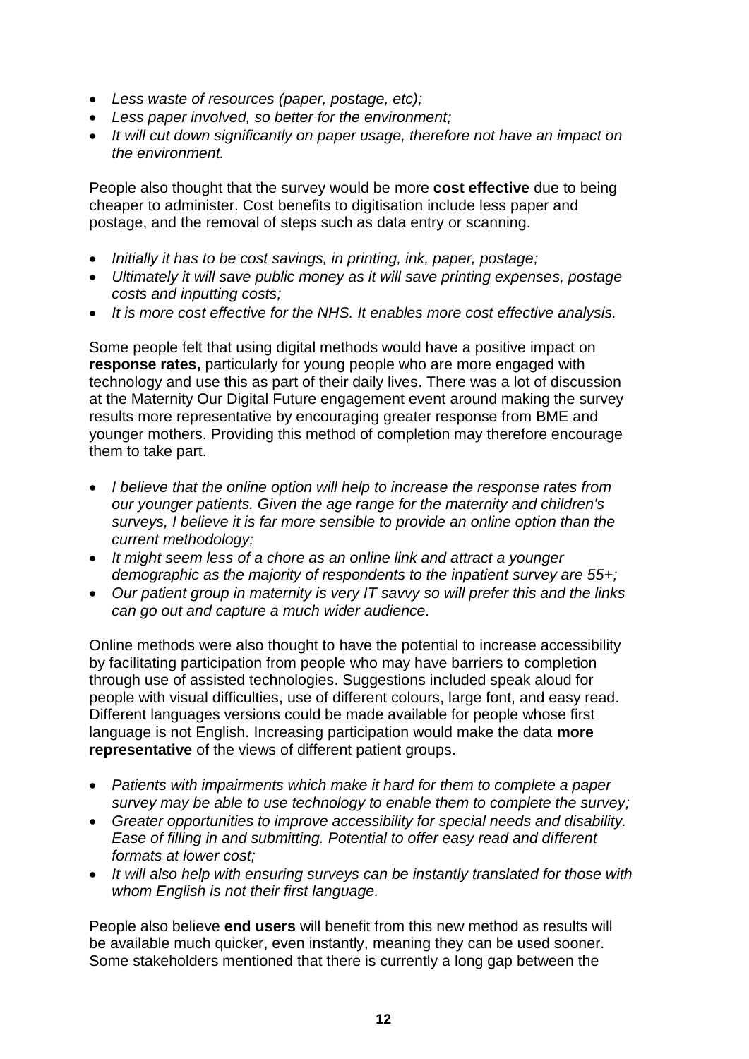- *Less waste of resources (paper, postage, etc);*
- *Less paper involved, so better for the environment;*
- *It will cut down significantly on paper usage, therefore not have an impact on the environment.*

People also thought that the survey would be more **cost effective** due to being cheaper to administer. Cost benefits to digitisation include less paper and postage, and the removal of steps such as data entry or scanning.

- *Initially it has to be cost savings, in printing, ink, paper, postage;*
- *Ultimately it will save public money as it will save printing expenses, postage costs and inputting costs;*
- *It is more cost effective for the NHS. It enables more cost effective analysis.*

Some people felt that using digital methods would have a positive impact on **response rates,** particularly for young people who are more engaged with technology and use this as part of their daily lives. There was a lot of discussion at the Maternity Our Digital Future engagement event around making the survey results more representative by encouraging greater response from BME and younger mothers. Providing this method of completion may therefore encourage them to take part.

- *I believe that the online option will help to increase the response rates from our younger patients. Given the age range for the maternity and children's surveys, I believe it is far more sensible to provide an online option than the current methodology;*
- *It might seem less of a chore as an online link and attract a younger demographic as the majority of respondents to the inpatient survey are 55+;*
- *Our patient group in maternity is very IT savvy so will prefer this and the links can go out and capture a much wider audience.*

Online methods were also thought to have the potential to increase accessibility by facilitating participation from people who may have barriers to completion through use of assisted technologies. Suggestions included speak aloud for people with visual difficulties, use of different colours, large font, and easy read. Different languages versions could be made available for people whose first language is not English. Increasing participation would make the data **more representative** of the views of different patient groups.

- *Patients with impairments which make it hard for them to complete a paper survey may be able to use technology to enable them to complete the survey;*
- *Greater opportunities to improve accessibility for special needs and disability. Ease of filling in and submitting. Potential to offer easy read and different formats at lower cost;*
- *It will also help with ensuring surveys can be instantly translated for those with whom English is not their first language.*

People also believe **end users** will benefit from this new method as results will be available much quicker, even instantly, meaning they can be used sooner. Some stakeholders mentioned that there is currently a long gap between the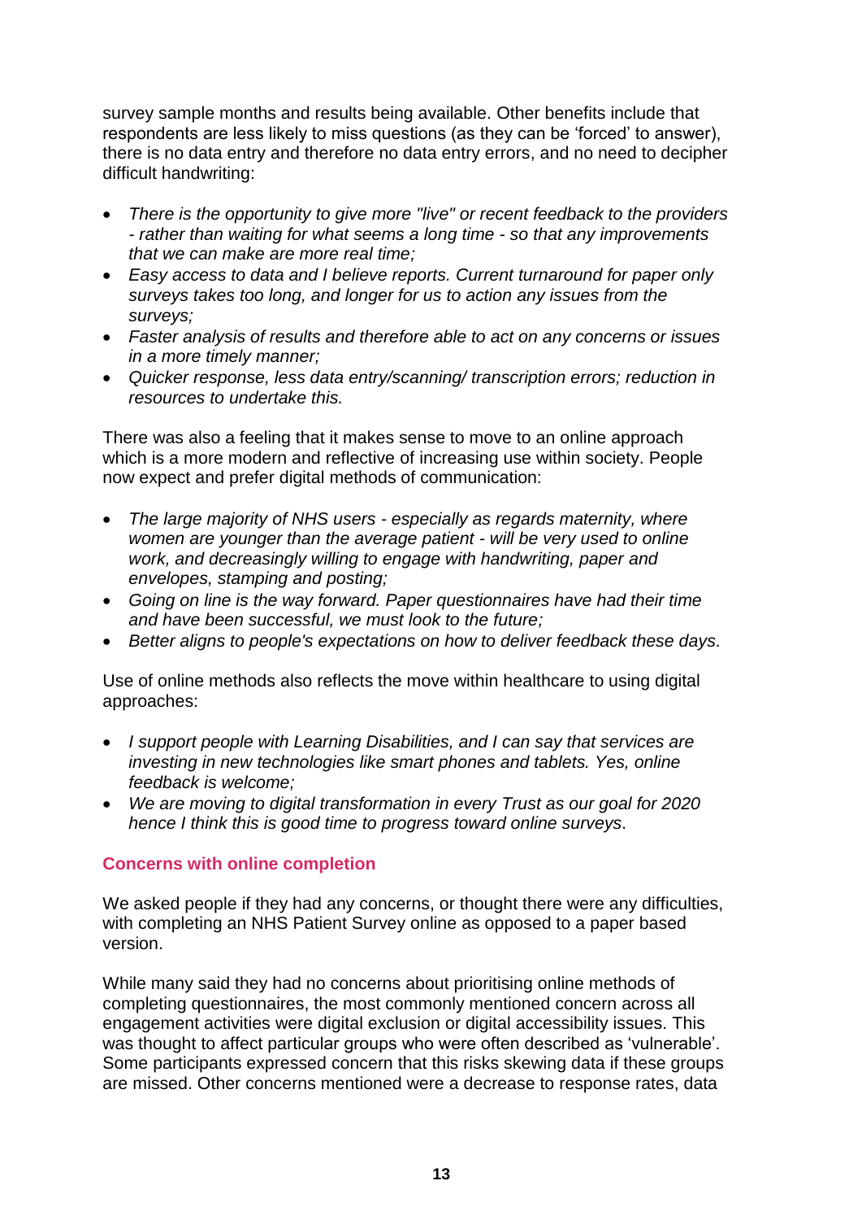survey sample months and results being available. Other benefits include that respondents are less likely to miss questions (as they can be 'forced' to answer), there is no data entry and therefore no data entry errors, and no need to decipher difficult handwriting:

- *There is the opportunity to give more "live" or recent feedback to the providers - rather than waiting for what seems a long time - so that any improvements that we can make are more real time;*
- *Easy access to data and I believe reports. Current turnaround for paper only surveys takes too long, and longer for us to action any issues from the surveys;*
- *Faster analysis of results and therefore able to act on any concerns or issues in a more timely manner;*
- *Quicker response, less data entry/scanning/ transcription errors; reduction in resources to undertake this.*

There was also a feeling that it makes sense to move to an online approach which is a more modern and reflective of increasing use within society. People now expect and prefer digital methods of communication:

- *The large majority of NHS users - especially as regards maternity, where women are younger than the average patient - will be very used to online work, and decreasingly willing to engage with handwriting, paper and envelopes, stamping and posting;*
- *Going on line is the way forward. Paper questionnaires have had their time and have been successful, we must look to the future;*
- *Better aligns to people's expectations on how to deliver feedback these days.*

Use of online methods also reflects the move within healthcare to using digital approaches:

- *I support people with Learning Disabilities, and I can say that services are investing in new technologies like smart phones and tablets. Yes, online feedback is welcome;*
- *We are moving to digital transformation in every Trust as our goal for 2020 hence I think this is good time to progress toward online surveys.*

### Concerns with online completion

We asked people if they had any concerns, or thought there were any difficulties, with completing an NHS Patient Survey online as opposed to a paper based version.

While many said they had no concerns about prioritising online methods of completing questionnaires, the most commonly mentioned concern across all engagement activities were digital exclusion or digital accessibility issues. This was thought to affect particular groups who were often described as 'vulnerable'. Some participants expressed concern that this risks skewing data if these groups are missed. Other concerns mentioned were a decrease to response rates, data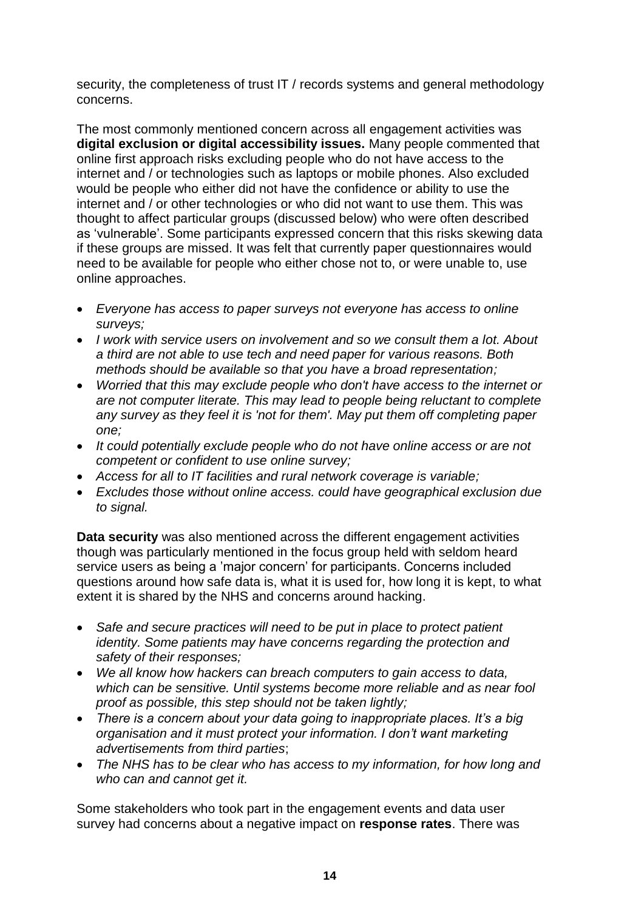security, the completeness of trust IT / records systems and general methodology concerns.

The most commonly mentioned concern across all engagement activities was **digital exclusion or digital accessibility issues.** Many people commented that online first approach risks excluding people who do not have access to the internet and / or technologies such as laptops or mobile phones. Also excluded would be people who either did not have the confidence or ability to use the internet and / or other technologies or who did not want to use them. This was thought to affect particular groups (discussed below) who were often described as 'vulnerable'. Some participants expressed concern that this risks skewing data if these groups are missed. It was felt that currently paper questionnaires would need to be available for people who either chose not to, or were unable to, use online approaches.

- *Everyone has access to paper surveys not everyone has access to online surveys;*
- *I work with service users on involvement and so we consult them a lot. About a third are not able to use tech and need paper for various reasons. Both methods should be available so that you have a broad representation;*
- *Worried that this may exclude people who don't have access to the internet or are not computer literate. This may lead to people being reluctant to complete any survey as they feel it is 'not for them'. May put them off completing paper one;*
- *It could potentially exclude people who do not have online access or are not competent or confident to use online survey;*
- *Access for all to IT facilities and rural network coverage is variable;*
- *Excludes those without online access. could have geographical exclusion due to signal.*

**Data security** was also mentioned across the different engagement activities though was particularly mentioned in the focus group held with seldom heard service users as being a 'major concern' for participants. Concerns included questions around how safe data is, what it is used for, how long it is kept, to what extent it is shared by the NHS and concerns around hacking.

- *Safe and secure practices will need to be put in place to protect patient identity. Some patients may have concerns regarding the protection and safety of their responses;*
- *We all know how hackers can breach computers to gain access to data, which can be sensitive. Until systems become more reliable and as near fool proof as possible, this step should not be taken lightly;*
- *There is a concern about your data going to inappropriate places. It's a big organisation and it must protect your information. I don't want marketing advertisements from third parties*;
- *The NHS has to be clear who has access to my information, for how long and who can and cannot get it.*

Some stakeholders who took part in the engagement events and data user survey had concerns about a negative impact on **response rates**. There was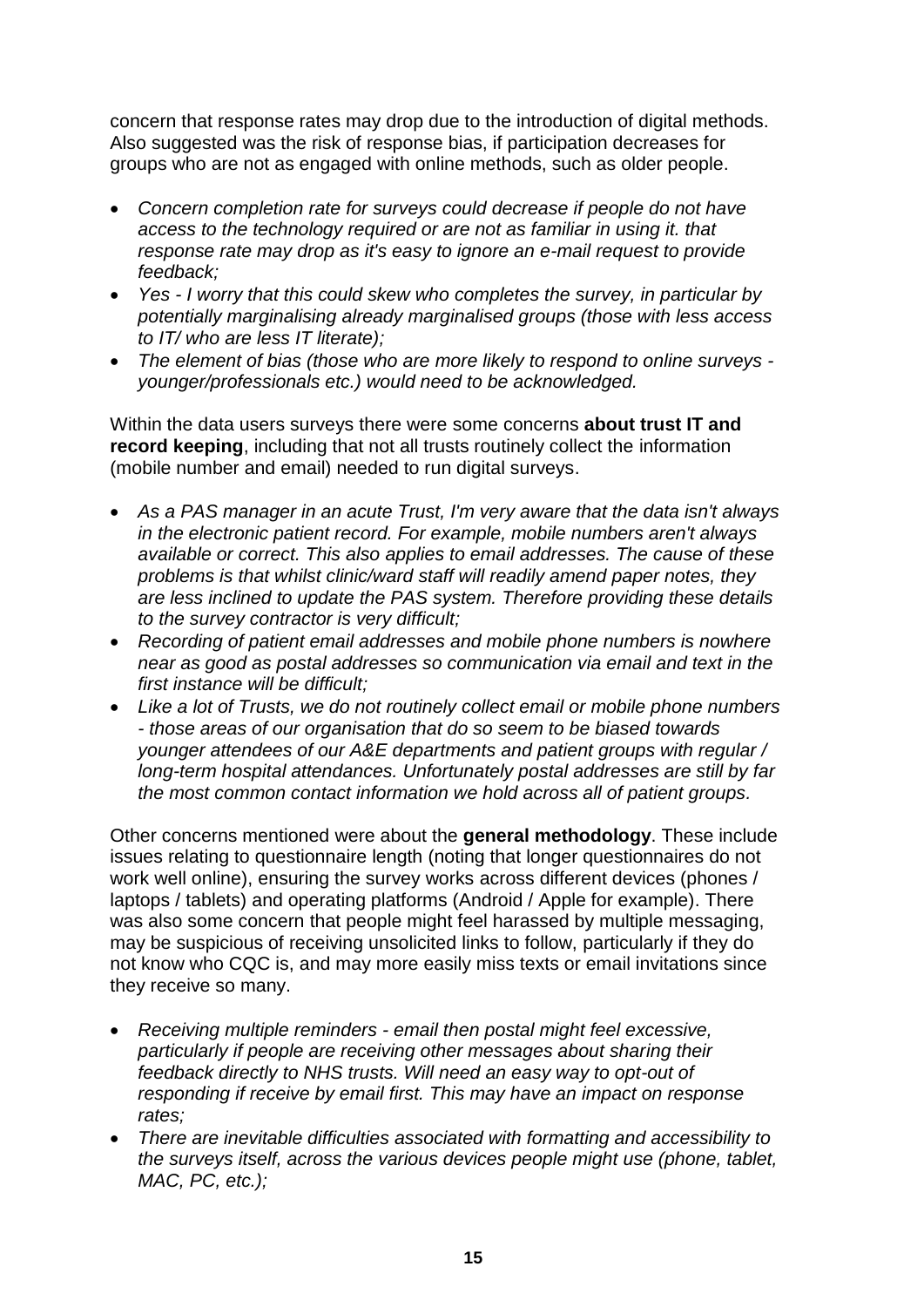concern that response rates may drop due to the introduction of digital methods. Also suggested was the risk of response bias, if participation decreases for groups who are not as engaged with online methods, such as older people.

- *Concern completion rate for surveys could decrease if people do not have access to the technology required or are not as familiar in using it. that response rate may drop as it's easy to ignore an e-mail request to provide feedback;*
- *Yes - I worry that this could skew who completes the survey, in particular by potentially marginalising already marginalised groups (those with less access to IT/ who are less IT literate);*
- *The element of bias (those who are more likely to respond to online surveys - younger/professionals etc.) would need to be acknowledged.*

Within the data users surveys there were some concerns **about trust IT and record keeping**, including that not all trusts routinely collect the information (mobile number and email) needed to run digital surveys.

- *As a PAS manager in an acute Trust, I'm very aware that the data isn't always in the electronic patient record. For example, mobile numbers aren't always available or correct. This also applies to email addresses. The cause of these problems is that whilst clinic/ward staff will readily amend paper notes, they are less inclined to update the PAS system. Therefore providing these details to the survey contractor is very difficult;*
- *Recording of patient email addresses and mobile phone numbers is nowhere near as good as postal addresses so communication via email and text in the first instance will be difficult;*
- *Like a lot of Trusts, we do not routinely collect email or mobile phone numbers - those areas of our organisation that do so seem to be biased towards younger attendees of our A&E departments and patient groups with regular / long-term hospital attendances. Unfortunately postal addresses are still by far the most common contact information we hold across all of patient groups.*

Other concerns mentioned were about the **general methodology**. These include issues relating to questionnaire length (noting that longer questionnaires do not work well online), ensuring the survey works across different devices (phones / laptops / tablets) and operating platforms (Android / Apple for example). There was also some concern that people might feel harassed by multiple messaging, may be suspicious of receiving unsolicited links to follow, particularly if they do not know who CQC is, and may more easily miss texts or email invitations since they receive so many.

- *Receiving multiple reminders - email then postal might feel excessive, particularly if people are receiving other messages about sharing their feedback directly to NHS trusts. Will need an easy way to opt-out of responding if receive by email first. This may have an impact on response rates;*
- *There are inevitable difficulties associated with formatting and accessibility to the surveys itself, across the various devices people might use (phone, tablet, MAC, PC, etc.);*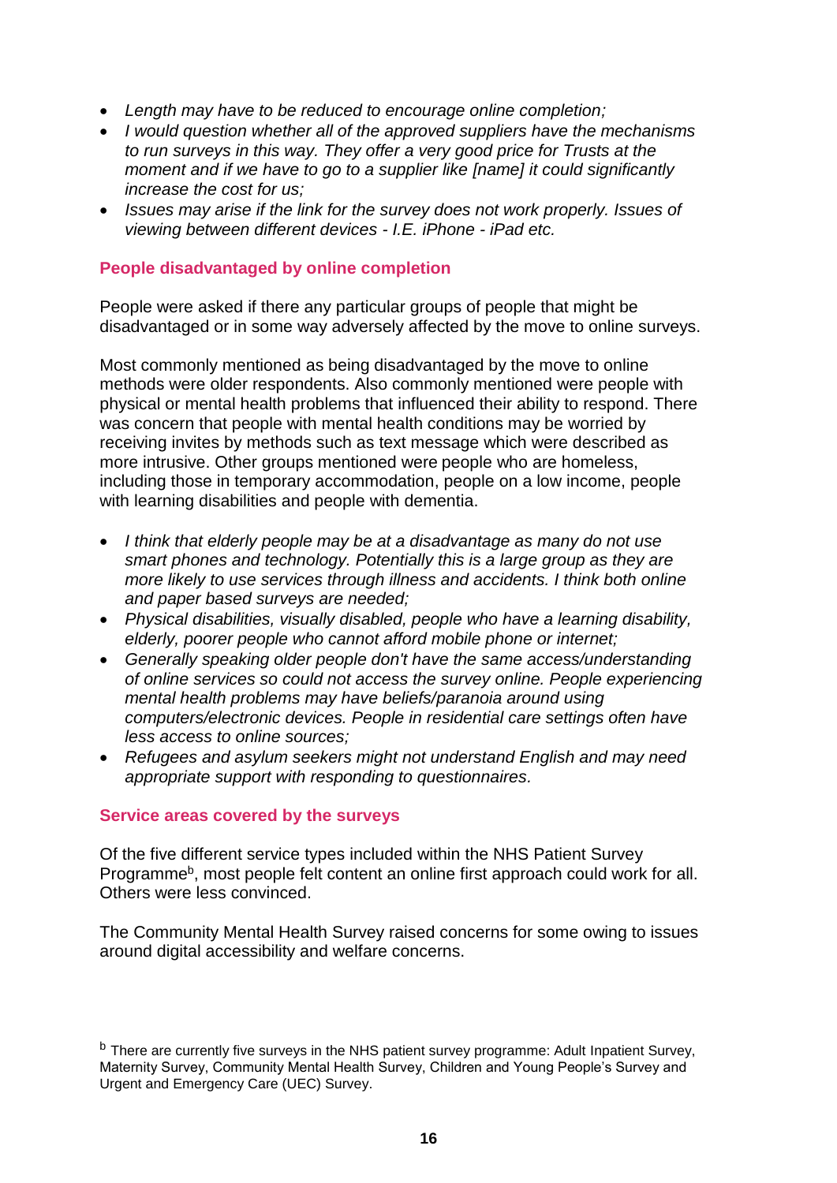- *Length may have to be reduced to encourage online completion;*
- *I would question whether all of the approved suppliers have the mechanisms to run surveys in this way. They offer a very good price for Trusts at the moment and if we have to go to a supplier like [name] it could significantly increase the cost for us;*
- *Issues may arise if the link for the survey does not work properly. Issues of viewing between different devices - I.E. iPhone - iPad etc.*

### People disadvantaged by online completion

People were asked if there any particular groups of people that might be disadvantaged or in some way adversely affected by the move to online surveys.

Most commonly mentioned as being disadvantaged by the move to online methods were older respondents. Also commonly mentioned were people with physical or mental health problems that influenced their ability to respond. There was concern that people with mental health conditions may be worried by receiving invites by methods such as text message which were described as more intrusive. Other groups mentioned were people who are homeless, including those in temporary accommodation, people on a low income, people with learning disabilities and people with dementia.

- *I think that elderly people may be at a disadvantage as many do not use smart phones and technology. Potentially this is a large group as they are more likely to use services through illness and accidents. I think both online and paper based surveys are needed;*
- *Physical disabilities, visually disabled, people who have a learning disability, elderly, poorer people who cannot afford mobile phone or internet;*
- *Generally speaking older people don't have the same access/understanding of online services so could not access the survey online. People experiencing mental health problems may have beliefs/paranoia around using computers/electronic devices. People in residential care settings often have less access to online sources;*
- *Refugees and asylum seekers might not understand English and may need appropriate support with responding to questionnaires.*

### Service areas covered by the surveys

Of the five different service types included within the NHS Patient Survey Programme[b], most people felt content an online first approach could work for all. Others were less convinced.

The Community Mental Health Survey raised concerns for some owing to issues around digital accessibility and welfare concerns.

[b] There are currently five surveys in the NHS patient survey programme: Adult Inpatient Survey, Maternity Survey, Community Mental Health Survey, Children and Young People's Survey and Urgent and Emergency Care (UEC) Survey.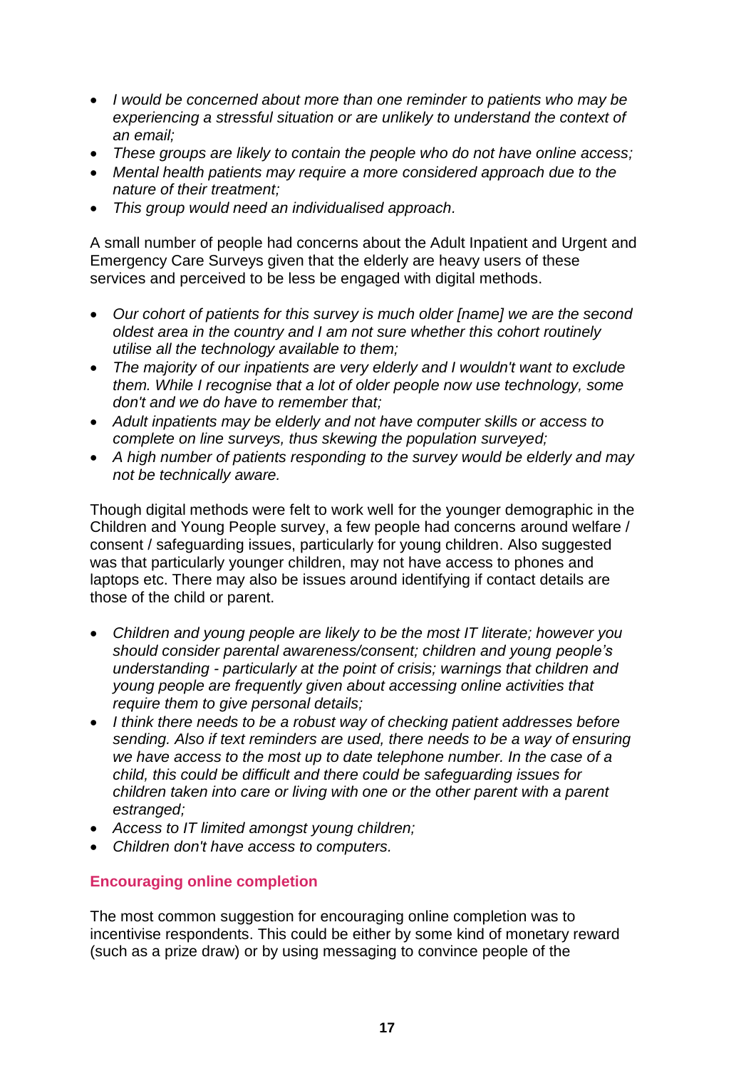- *I would be concerned about more than one reminder to patients who may be experiencing a stressful situation or are unlikely to understand the context of an email;*
- *These groups are likely to contain the people who do not have online access;*
- *Mental health patients may require a more considered approach due to the nature of their treatment;*
- *This group would need an individualised approach.*

A small number of people had concerns about the Adult Inpatient and Urgent and Emergency Care Surveys given that the elderly are heavy users of these services and perceived to be less be engaged with digital methods.

- *Our cohort of patients for this survey is much older [name] we are the second oldest area in the country and I am not sure whether this cohort routinely utilise all the technology available to them;*
- *The majority of our inpatients are very elderly and I wouldn't want to exclude them. While I recognise that a lot of older people now use technology, some don't and we do have to remember that;*
- *Adult inpatients may be elderly and not have computer skills or access to complete on line surveys, thus skewing the population surveyed;*
- *A high number of patients responding to the survey would be elderly and may not be technically aware.*

Though digital methods were felt to work well for the younger demographic in the Children and Young People survey, a few people had concerns around welfare / consent / safeguarding issues, particularly for young children. Also suggested was that particularly younger children, may not have access to phones and laptops etc. There may also be issues around identifying if contact details are those of the child or parent.

- *Children and young people are likely to be the most IT literate; however you should consider parental awareness/consent; children and young people's understanding - particularly at the point of crisis; warnings that children and young people are frequently given about accessing online activities that require them to give personal details;*
- *I think there needs to be a robust way of checking patient addresses before sending. Also if text reminders are used, there needs to be a way of ensuring we have access to the most up to date telephone number. In the case of a child, this could be difficult and there could be safeguarding issues for children taken into care or living with one or the other parent with a parent estranged;*
- *Access to IT limited amongst young children;*
- *Children don't have access to computers.*

### Encouraging online completion

The most common suggestion for encouraging online completion was to incentivise respondents. This could be either by some kind of monetary reward (such as a prize draw) or by using messaging to convince people of the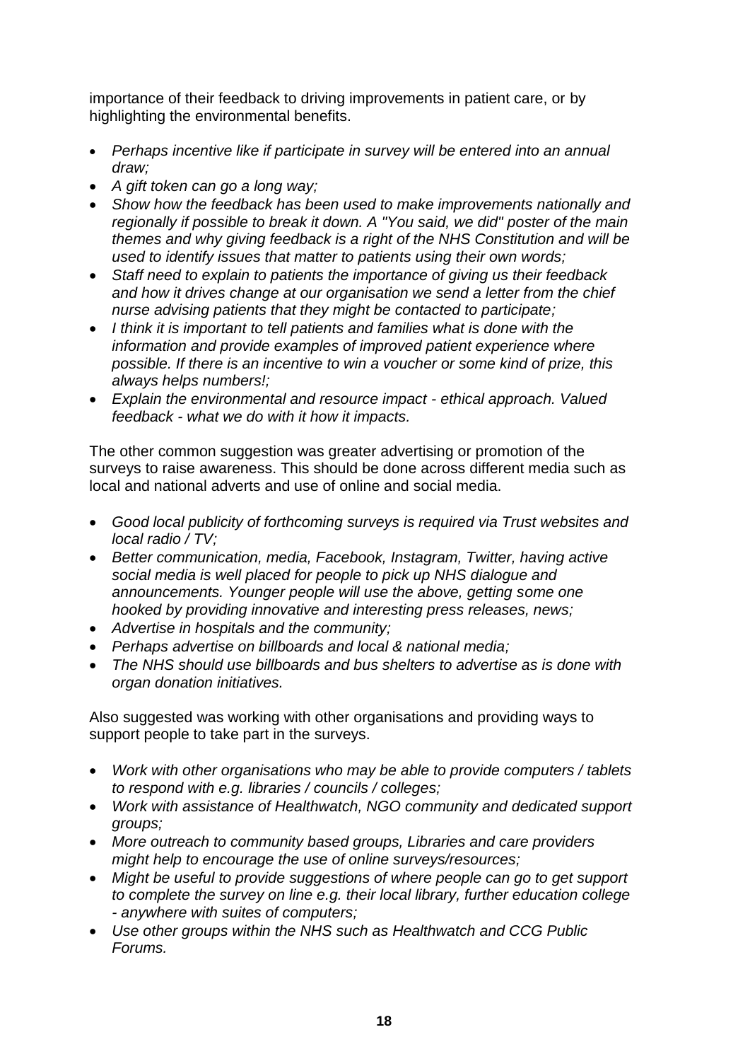importance of their feedback to driving improvements in patient care, or by highlighting the environmental benefits.

- *Perhaps incentive like if participate in survey will be entered into an annual draw;*
- *A gift token can go a long way;*
- *Show how the feedback has been used to make improvements nationally and regionally if possible to break it down. A "You said, we did" poster of the main themes and why giving feedback is a right of the NHS Constitution and will be used to identify issues that matter to patients using their own words;*
- *Staff need to explain to patients the importance of giving us their feedback and how it drives change at our organisation we send a letter from the chief nurse advising patients that they might be contacted to participate;*
- *I think it is important to tell patients and families what is done with the information and provide examples of improved patient experience where possible. If there is an incentive to win a voucher or some kind of prize, this always helps numbers!;*
- *Explain the environmental and resource impact - ethical approach. Valued feedback - what we do with it how it impacts.*

The other common suggestion was greater advertising or promotion of the surveys to raise awareness. This should be done across different media such as local and national adverts and use of online and social media.

- *Good local publicity of forthcoming surveys is required via Trust websites and local radio / TV;*
- *Better communication, media, Facebook, Instagram, Twitter, having active social media is well placed for people to pick up NHS dialogue and announcements. Younger people will use the above, getting some one hooked by providing innovative and interesting press releases, news;*
- *Advertise in hospitals and the community;*
- *Perhaps advertise on billboards and local & national media;*
- *The NHS should use billboards and bus shelters to advertise as is done with organ donation initiatives.*

Also suggested was working with other organisations and providing ways to support people to take part in the surveys.

- *Work with other organisations who may be able to provide computers / tablets to respond with e.g. libraries / councils / colleges;*
- *Work with assistance of Healthwatch, NGO community and dedicated support groups;*
- *More outreach to community based groups, Libraries and care providers might help to encourage the use of online surveys/resources;*
- *Might be useful to provide suggestions of where people can go to get support to complete the survey on line e.g. their local library, further education college - anywhere with suites of computers;*
- *Use other groups within the NHS such as Healthwatch and CCG Public Forums.*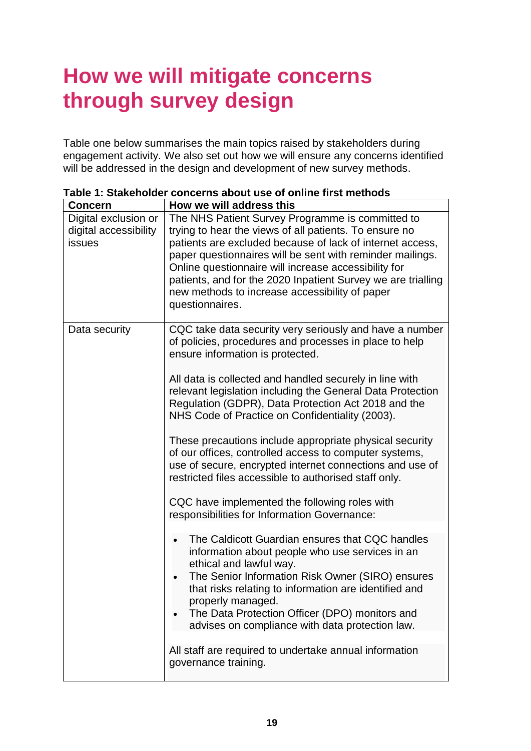# How we will mitigate concerns through survey design

Table one below summarises the main topics raised by stakeholders during engagement activity. We also set out how we will ensure any concerns identified will be addressed in the design and development of new survey methods.

**Table 1: Stakeholder concerns about use of online first methods**

| Concern | How we will address this |
|---|---|
| Digital exclusion or digital accessibility issues | The NHS Patient Survey Programme is committed to trying to hear the views of all patients. To ensure no patients are excluded because of lack of internet access, paper questionnaires will be sent with reminder mailings. Online questionnaire will increase accessibility for patients, and for the 2020 Inpatient Survey we are trialling new methods to increase accessibility of paper questionnaires. |
| Data security | CQC take data security very seriously and have a number of policies, procedures and processes in place to help ensure information is protected.<br><br>All data is collected and handled securely in line with relevant legislation including the General Data Protection Regulation (GDPR), Data Protection Act 2018 and the NHS Code of Practice on Confidentiality (2003).<br><br>These precautions include appropriate physical security of our offices, controlled access to computer systems, use of secure, encrypted internet connections and use of restricted files accessible to authorised staff only.<br><br>CQC have implemented the following roles with responsibilities for Information Governance:<br><br>• The Caldicott Guardian ensures that CQC handles information about people who use services in an ethical and lawful way.<br>• The Senior Information Risk Owner (SIRO) ensures that risks relating to information are identified and properly managed.<br>• The Data Protection Officer (DPO) monitors and advises on compliance with data protection law.<br><br>All staff are required to undertake annual information governance training. |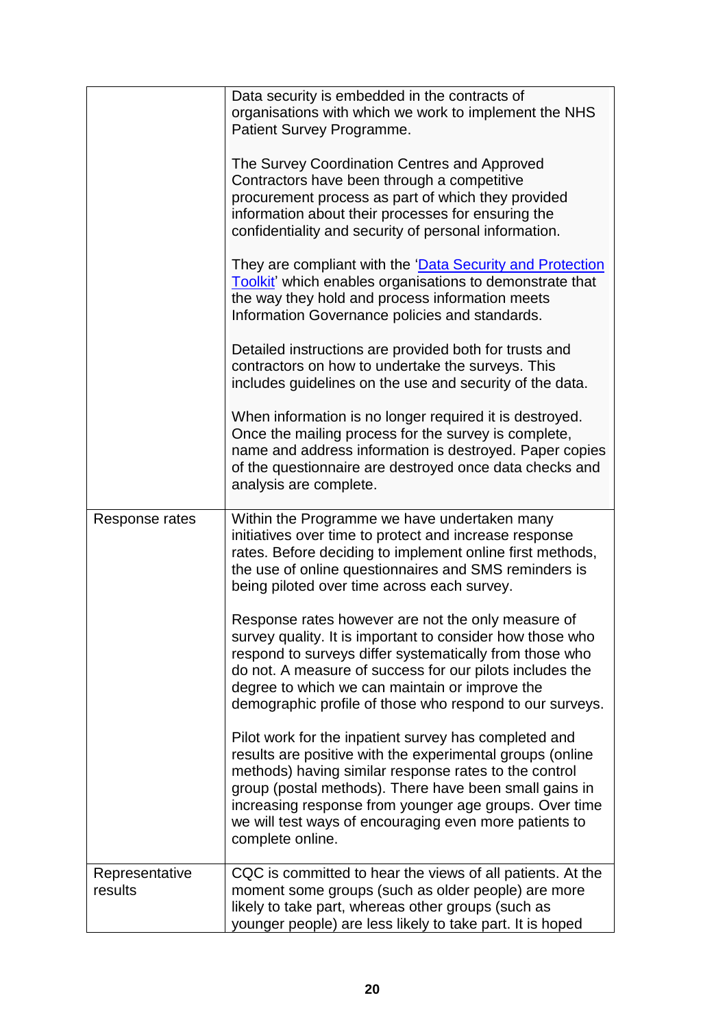| | |
|---|---|
| | Data security is embedded in the contracts of organisations with which we work to implement the NHS Patient Survey Programme.<br><br>The Survey Coordination Centres and Approved Contractors have been through a competitive procurement process as part of which they provided information about their processes for ensuring the confidentiality and security of personal information.<br><br>They are compliant with the '[Data Security and Protection Toolkit]' which enables organisations to demonstrate that the way they hold and process information meets Information Governance policies and standards.<br><br>Detailed instructions are provided both for trusts and contractors on how to undertake the surveys. This includes guidelines on the use and security of the data.<br><br>When information is no longer required it is destroyed. Once the mailing process for the survey is complete, name and address information is destroyed. Paper copies of the questionnaire are destroyed once data checks and analysis are complete. |
| Response rates | Within the Programme we have undertaken many initiatives over time to protect and increase response rates. Before deciding to implement online first methods, the use of online questionnaires and SMS reminders is being piloted over time across each survey.<br><br>Response rates however are not the only measure of survey quality. It is important to consider how those who respond to surveys differ systematically from those who do not. A measure of success for our pilots includes the degree to which we can maintain or improve the demographic profile of those who respond to our surveys.<br><br>Pilot work for the inpatient survey has completed and results are positive with the experimental groups (online methods) having similar response rates to the control group (postal methods). There have been small gains in increasing response from younger age groups. Over time we will test ways of encouraging even more patients to complete online. |
| Representative results | CQC is committed to hear the views of all patients. At the moment some groups (such as older people) are more likely to take part, whereas other groups (such as younger people) are less likely to take part. It is hoped |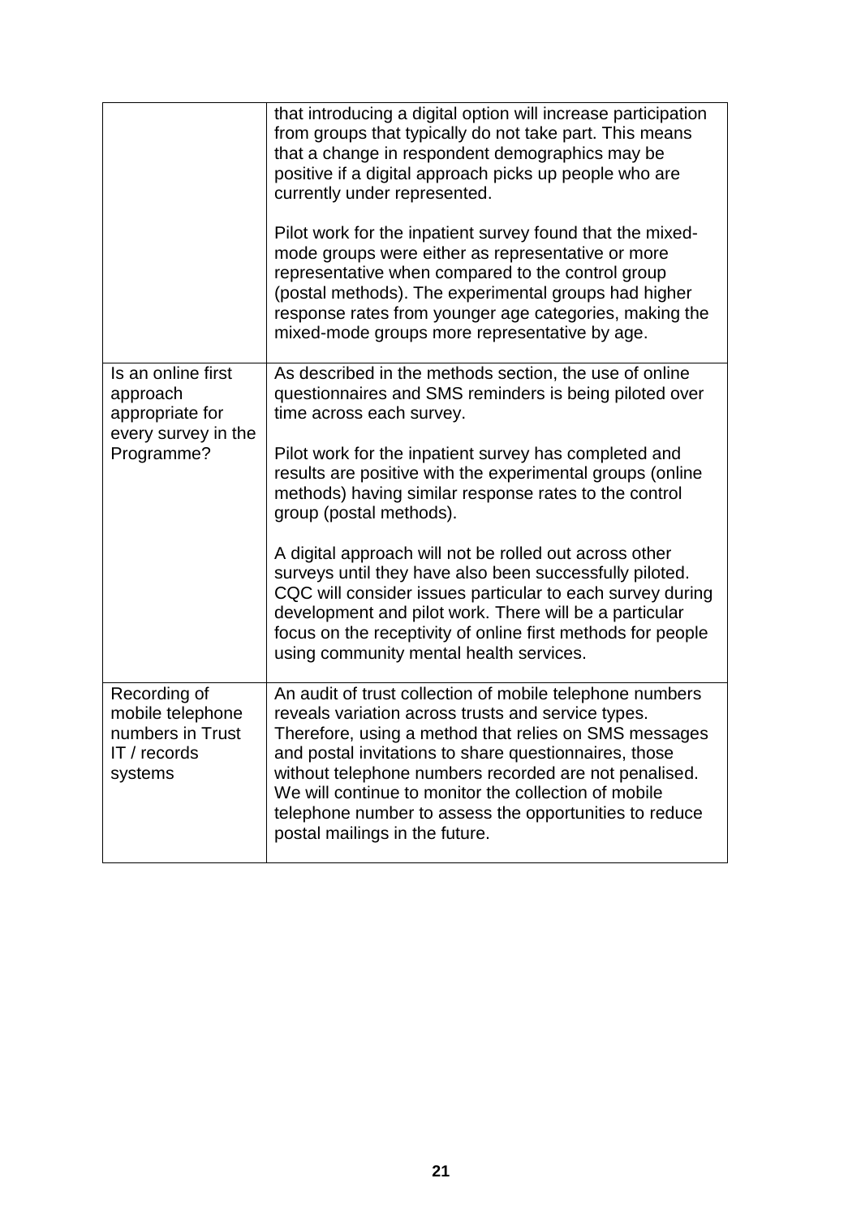| | |
|---|---|
| | that introducing a digital option will increase participation from groups that typically do not take part. This means that a change in respondent demographics may be positive if a digital approach picks up people who are currently under represented.<br><br>Pilot work for the inpatient survey found that the mixed-mode groups were either as representative or more representative when compared to the control group (postal methods). The experimental groups had higher response rates from younger age categories, making the mixed-mode groups more representative by age. |
| Is an online first approach appropriate for every survey in the Programme? | As described in the methods section, the use of online questionnaires and SMS reminders is being piloted over time across each survey.<br><br>Pilot work for the inpatient survey has completed and results are positive with the experimental groups (online methods) having similar response rates to the control group (postal methods).<br><br>A digital approach will not be rolled out across other surveys until they have also been successfully piloted. CQC will consider issues particular to each survey during development and pilot work. There will be a particular focus on the receptivity of online first methods for people using community mental health services. |
| Recording of mobile telephone numbers in Trust IT / records systems | An audit of trust collection of mobile telephone numbers reveals variation across trusts and service types. Therefore, using a method that relies on SMS messages and postal invitations to share questionnaires, those without telephone numbers recorded are not penalised. We will continue to monitor the collection of mobile telephone number to assess the opportunities to reduce postal mailings in the future. |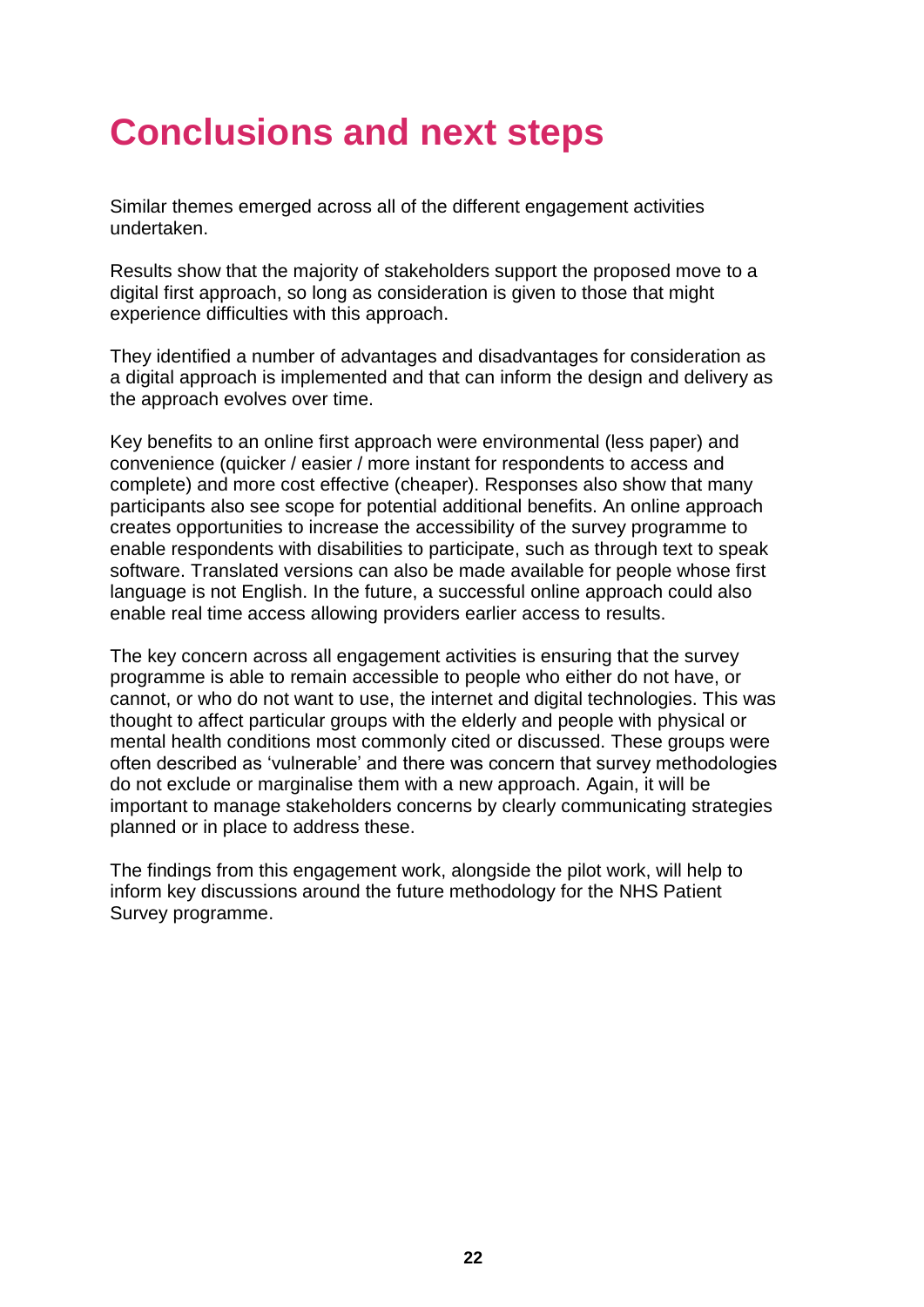# Conclusions and next steps

Similar themes emerged across all of the different engagement activities undertaken.

Results show that the majority of stakeholders support the proposed move to a digital first approach, so long as consideration is given to those that might experience difficulties with this approach.

They identified a number of advantages and disadvantages for consideration as a digital approach is implemented and that can inform the design and delivery as the approach evolves over time.

Key benefits to an online first approach were environmental (less paper) and convenience (quicker / easier / more instant for respondents to access and complete) and more cost effective (cheaper). Responses also show that many participants also see scope for potential additional benefits. An online approach creates opportunities to increase the accessibility of the survey programme to enable respondents with disabilities to participate, such as through text to speak software. Translated versions can also be made available for people whose first language is not English. In the future, a successful online approach could also enable real time access allowing providers earlier access to results.

The key concern across all engagement activities is ensuring that the survey programme is able to remain accessible to people who either do not have, or cannot, or who do not want to use, the internet and digital technologies. This was thought to affect particular groups with the elderly and people with physical or mental health conditions most commonly cited or discussed. These groups were often described as 'vulnerable' and there was concern that survey methodologies do not exclude or marginalise them with a new approach. Again, it will be important to manage stakeholders concerns by clearly communicating strategies planned or in place to address these.

The findings from this engagement work, alongside the pilot work, will help to inform key discussions around the future methodology for the NHS Patient Survey programme.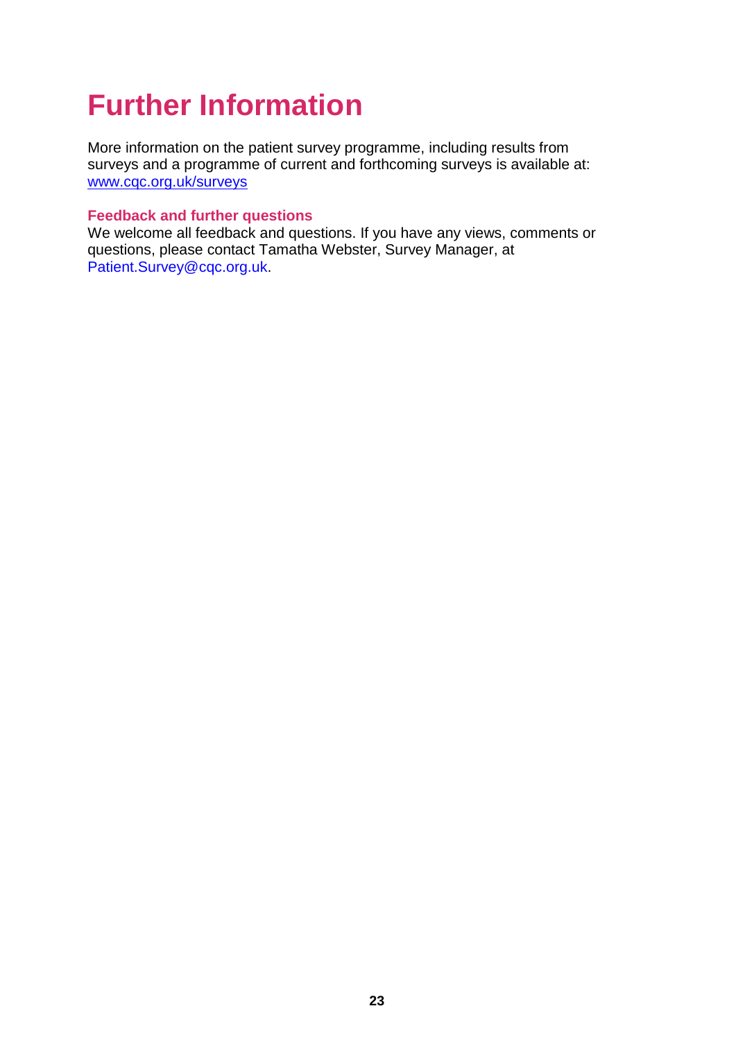# Further Information

More information on the patient survey programme, including results from surveys and a programme of current and forthcoming surveys is available at: www.cqc.org.uk/surveys

### Feedback and further questions

We welcome all feedback and questions. If you have any views, comments or questions, please contact Tamatha Webster, Survey Manager, at Patient.Survey@cqc.org.uk.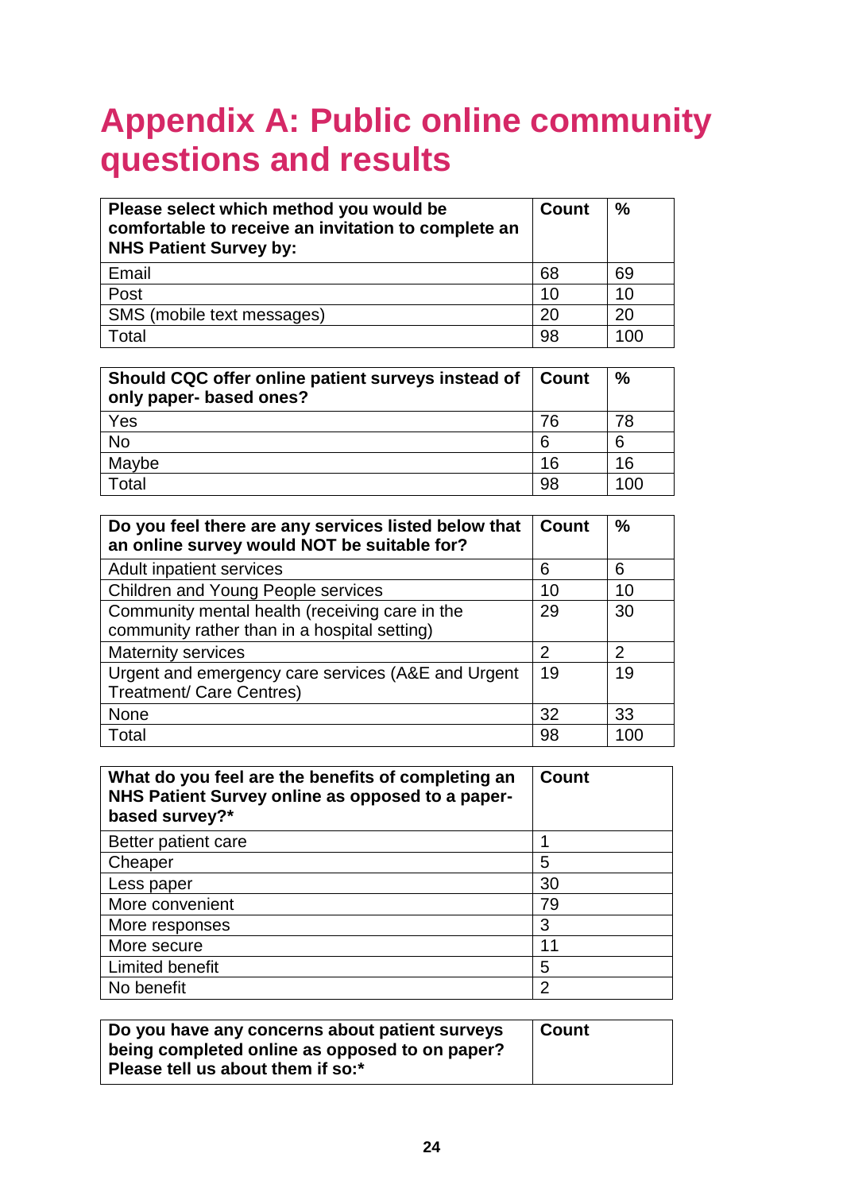# Appendix A: Public online community questions and results

| Please select which method you would be comfortable to receive an invitation to complete an NHS Patient Survey by: | Count | % |
|---|---|---|
| Email | 68 | 69 |
| Post | 10 | 10 |
| SMS (mobile text messages) | 20 | 20 |
| Total | 98 | 100 |

| Should CQC offer online patient surveys instead of only paper- based ones? | Count | % |
|---|---|---|
| Yes | 76 | 78 |
| No | 6 | 6 |
| Maybe | 16 | 16 |
| Total | 98 | 100 |

| Do you feel there are any services listed below that an online survey would NOT be suitable for? | Count | % |
|---|---|---|
| Adult inpatient services | 6 | 6 |
| Children and Young People services | 10 | 10 |
| Community mental health (receiving care in the community rather than in a hospital setting) | 29 | 30 |
| Maternity services | 2 | 2 |
| Urgent and emergency care services (A&E and Urgent Treatment/ Care Centres) | 19 | 19 |
| None | 32 | 33 |
| Total | 98 | 100 |

| What do you feel are the benefits of completing an NHS Patient Survey online as opposed to a paper-based survey?* | Count |
|---|---|
| Better patient care | 1 |
| Cheaper | 5 |
| Less paper | 30 |
| More convenient | 79 |
| More responses | 3 |
| More secure | 11 |
| Limited benefit | 5 |
| No benefit | 2 |

| Do you have any concerns about patient surveys being completed online as opposed to on paper? Please tell us about them if so:* | Count |
|---|---|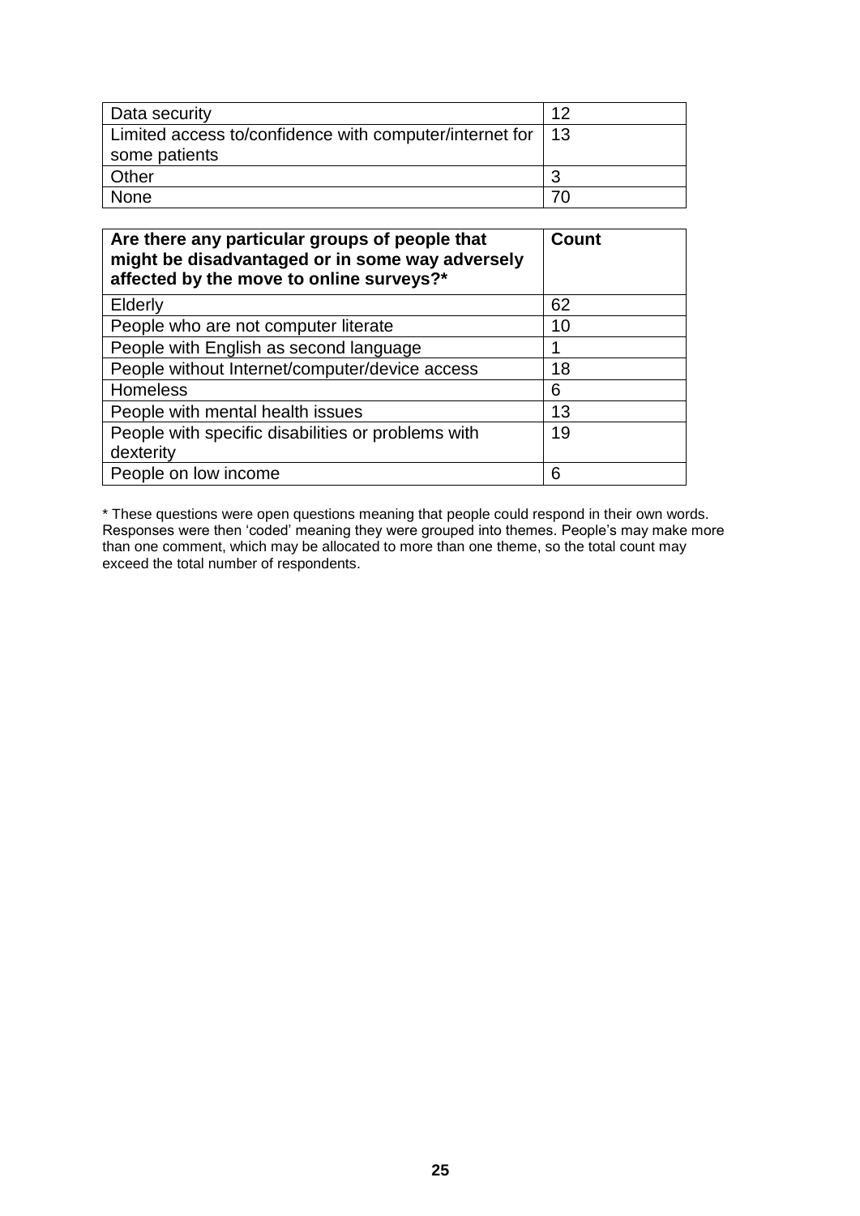| | |
|---|---|
| Data security | 12 |
| Limited access to/confidence with computer/internet for some patients | 13 |
| Other | 3 |
| None | 70 |

| **Are there any particular groups of people that might be disadvantaged or in some way adversely affected by the move to online surveys?*** | **Count** |
|---|---|
| Elderly | 62 |
| People who are not computer literate | 10 |
| People with English as second language | 1 |
| People without Internet/computer/device access | 18 |
| Homeless | 6 |
| People with mental health issues | 13 |
| People with specific disabilities or problems with dexterity | 19 |
| People on low income | 6 |

* These questions were open questions meaning that people could respond in their own words. Responses were then 'coded' meaning they were grouped into themes. People's may make more than one comment, which may be allocated to more than one theme, so the total count may exceed the total number of respondents.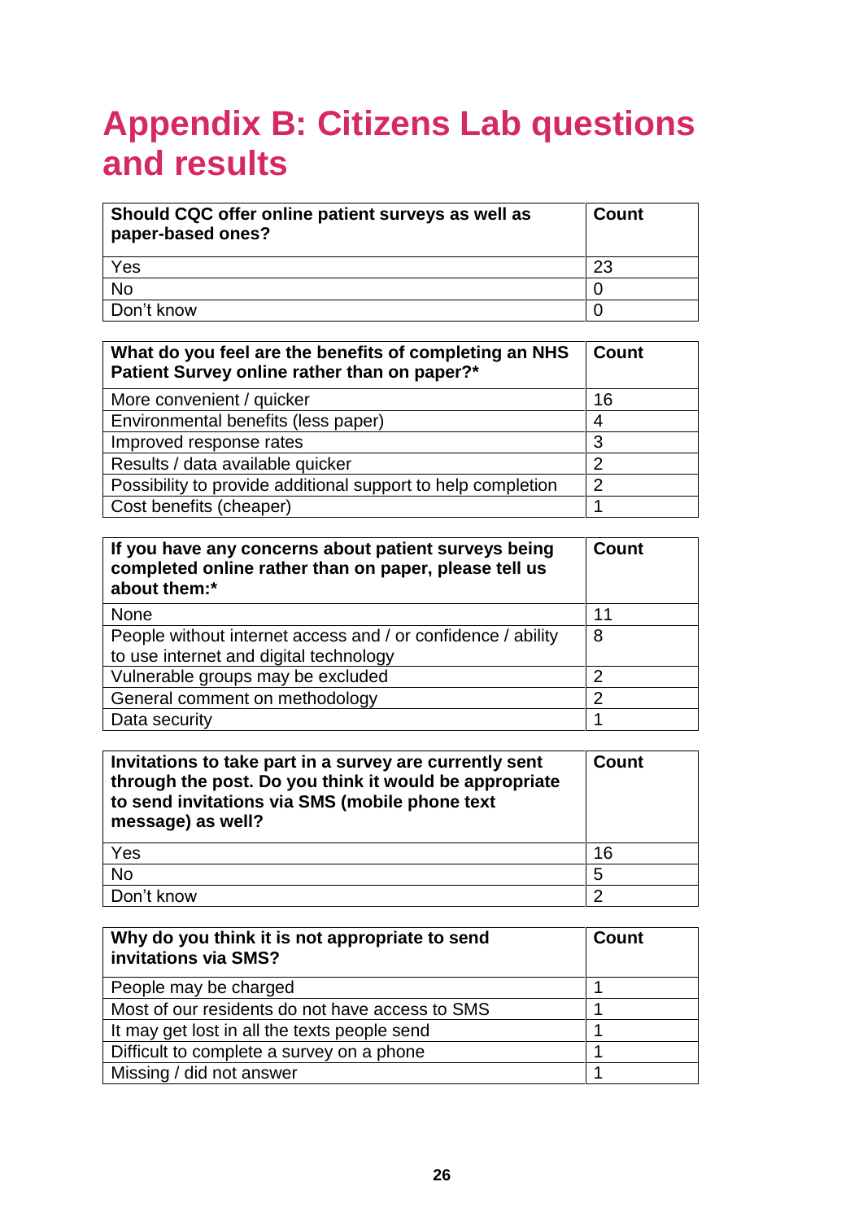# Appendix B: Citizens Lab questions and results

| Should CQC offer online patient surveys as well as paper-based ones? | Count |
|---|---|
| Yes | 23 |
| No | 0 |
| Don't know | 0 |

| What do you feel are the benefits of completing an NHS Patient Survey online rather than on paper?* | Count |
|---|---|
| More convenient / quicker | 16 |
| Environmental benefits (less paper) | 4 |
| Improved response rates | 3 |
| Results / data available quicker | 2 |
| Possibility to provide additional support to help completion | 2 |
| Cost benefits (cheaper) | 1 |

| If you have any concerns about patient surveys being completed online rather than on paper, please tell us about them:* | Count |
|---|---|
| None | 11 |
| People without internet access and / or confidence / ability to use internet and digital technology | 8 |
| Vulnerable groups may be excluded | 2 |
| General comment on methodology | 2 |
| Data security | 1 |

| Invitations to take part in a survey are currently sent through the post. Do you think it would be appropriate to send invitations via SMS (mobile phone text message) as well? | Count |
|---|---|
| Yes | 16 |
| No | 5 |
| Don't know | 2 |

| Why do you think it is not appropriate to send invitations via SMS? | Count |
|---|---|
| People may be charged | 1 |
| Most of our residents do not have access to SMS | 1 |
| It may get lost in all the texts people send | 1 |
| Difficult to complete a survey on a phone | 1 |
| Missing / did not answer | 1 |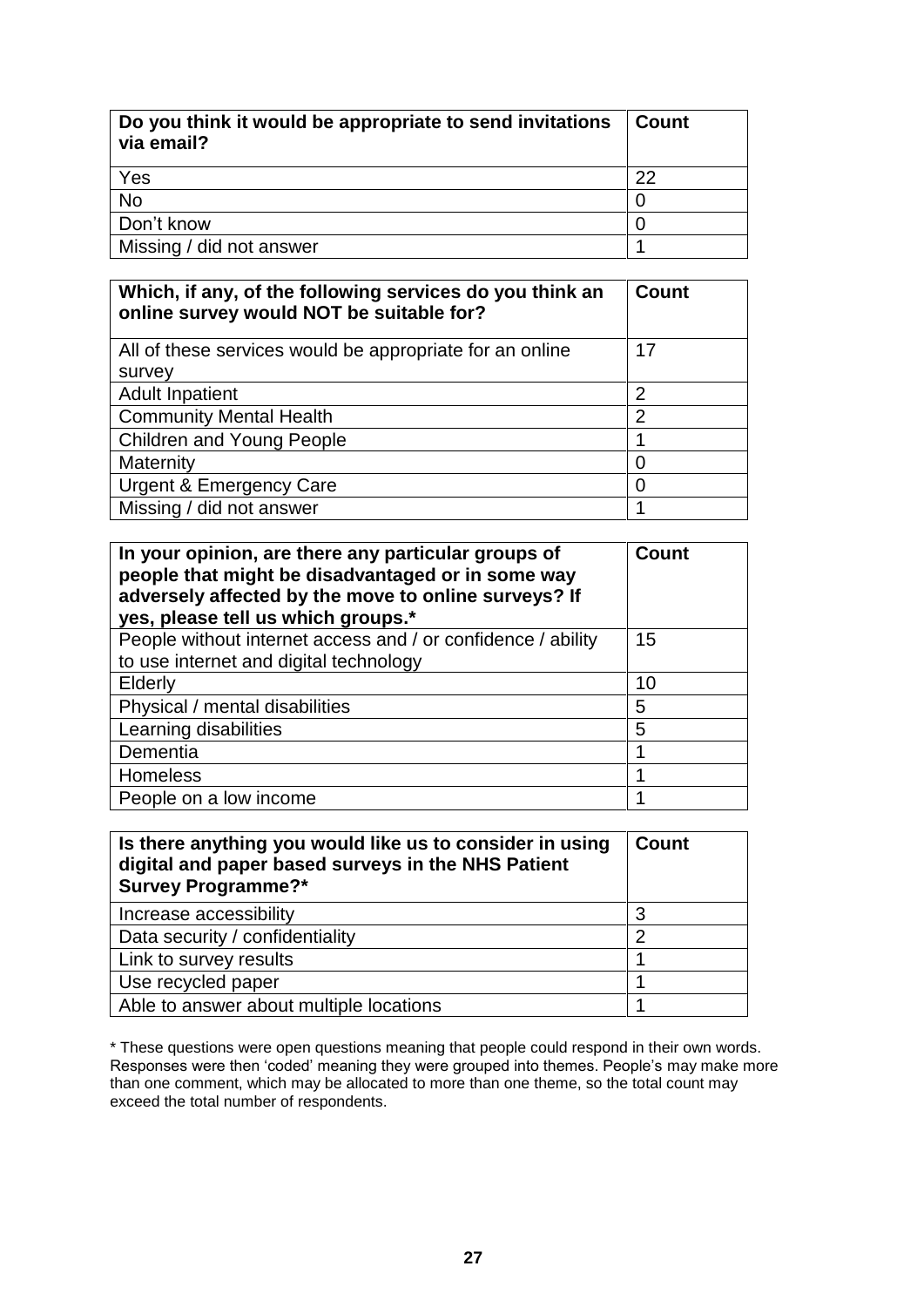| Do you think it would be appropriate to send invitations via email? | Count |
|---|---|
| Yes | 22 |
| No | 0 |
| Don't know | 0 |
| Missing / did not answer | 1 |

| Which, if any, of the following services do you think an online survey would NOT be suitable for? | Count |
|---|---|
| All of these services would be appropriate for an online survey | 17 |
| Adult Inpatient | 2 |
| Community Mental Health | 2 |
| Children and Young People | 1 |
| Maternity | 0 |
| Urgent & Emergency Care | 0 |
| Missing / did not answer | 1 |

| In your opinion, are there any particular groups of people that might be disadvantaged or in some way adversely affected by the move to online surveys? If yes, please tell us which groups.* | Count |
|---|---|
| People without internet access and / or confidence / ability to use internet and digital technology | 15 |
| Elderly | 10 |
| Physical / mental disabilities | 5 |
| Learning disabilities | 5 |
| Dementia | 1 |
| Homeless | 1 |
| People on a low income | 1 |

| Is there anything you would like us to consider in using digital and paper based surveys in the NHS Patient Survey Programme?* | Count |
|---|---|
| Increase accessibility | 3 |
| Data security / confidentiality | 2 |
| Link to survey results | 1 |
| Use recycled paper | 1 |
| Able to answer about multiple locations | 1 |

* These questions were open questions meaning that people could respond in their own words. Responses were then 'coded' meaning they were grouped into themes. People's may make more than one comment, which may be allocated to more than one theme, so the total count may exceed the total number of respondents.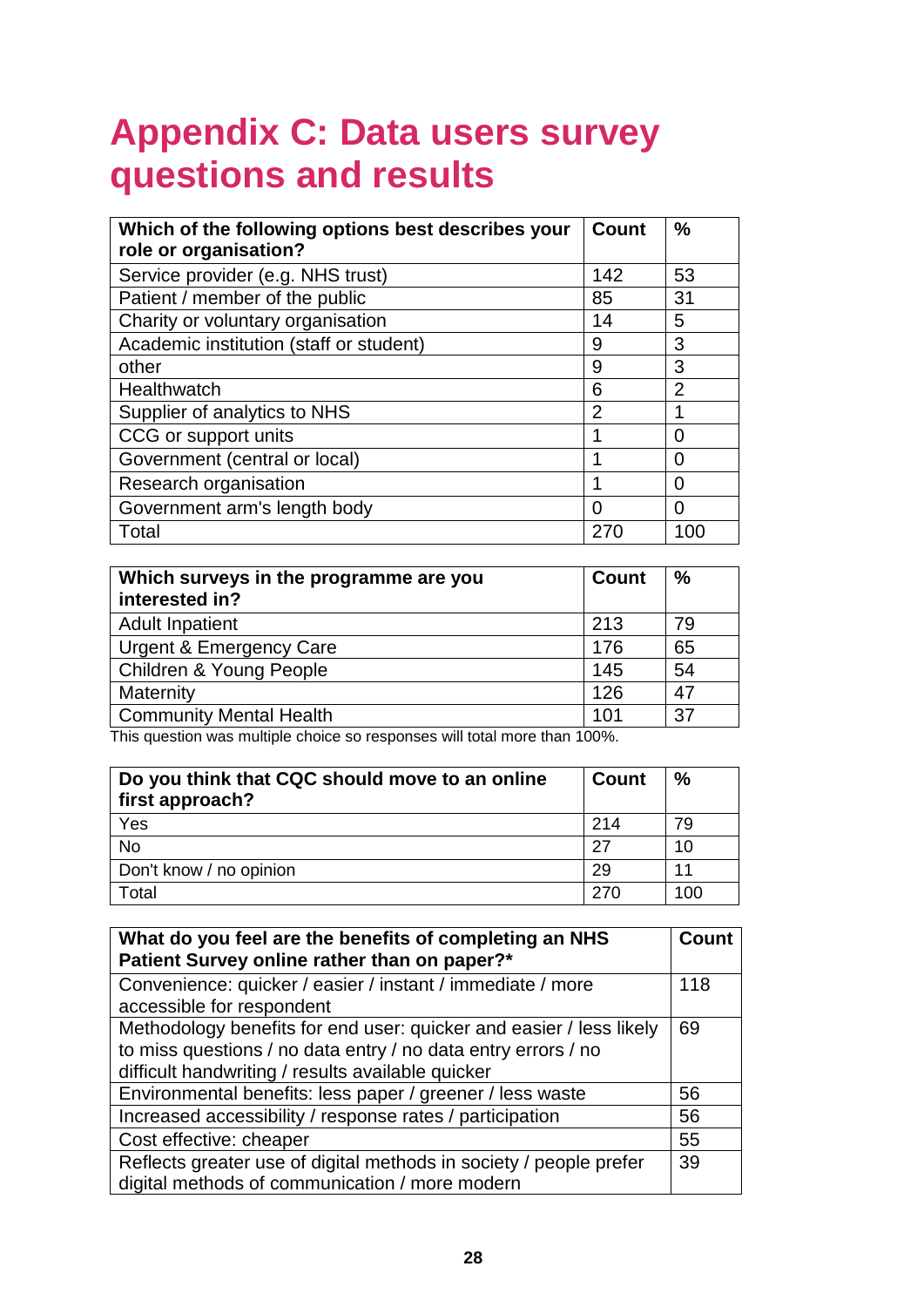# Appendix C: Data users survey questions and results

| Which of the following options best describes your role or organisation? | Count | % |
|---|---|---|
| Service provider (e.g. NHS trust) | 142 | 53 |
| Patient / member of the public | 85 | 31 |
| Charity or voluntary organisation | 14 | 5 |
| Academic institution (staff or student) | 9 | 3 |
| other | 9 | 3 |
| Healthwatch | 6 | 2 |
| Supplier of analytics to NHS | 2 | 1 |
| CCG or support units | 1 | 0 |
| Government (central or local) | 1 | 0 |
| Research organisation | 1 | 0 |
| Government arm's length body | 0 | 0 |
| Total | 270 | 100 |

| Which surveys in the programme are you interested in? | Count | % |
|---|---|---|
| Adult Inpatient | 213 | 79 |
| Urgent & Emergency Care | 176 | 65 |
| Children & Young People | 145 | 54 |
| Maternity | 126 | 47 |
| Community Mental Health | 101 | 37 |

This question was multiple choice so responses will total more than 100%.

| Do you think that CQC should move to an online first approach? | Count | % |
|---|---|---|
| Yes | 214 | 79 |
| No | 27 | 10 |
| Don't know / no opinion | 29 | 11 |
| Total | 270 | 100 |

| What do you feel are the benefits of completing an NHS Patient Survey online rather than on paper?* | Count |
|---|---|
| Convenience: quicker / easier / instant / immediate / more accessible for respondent | 118 |
| Methodology benefits for end user: quicker and easier / less likely to miss questions / no data entry / no data entry errors / no difficult handwriting / results available quicker | 69 |
| Environmental benefits: less paper / greener / less waste | 56 |
| Increased accessibility / response rates / participation | 56 |
| Cost effective: cheaper | 55 |
| Reflects greater use of digital methods in society / people prefer digital methods of communication / more modern | 39 |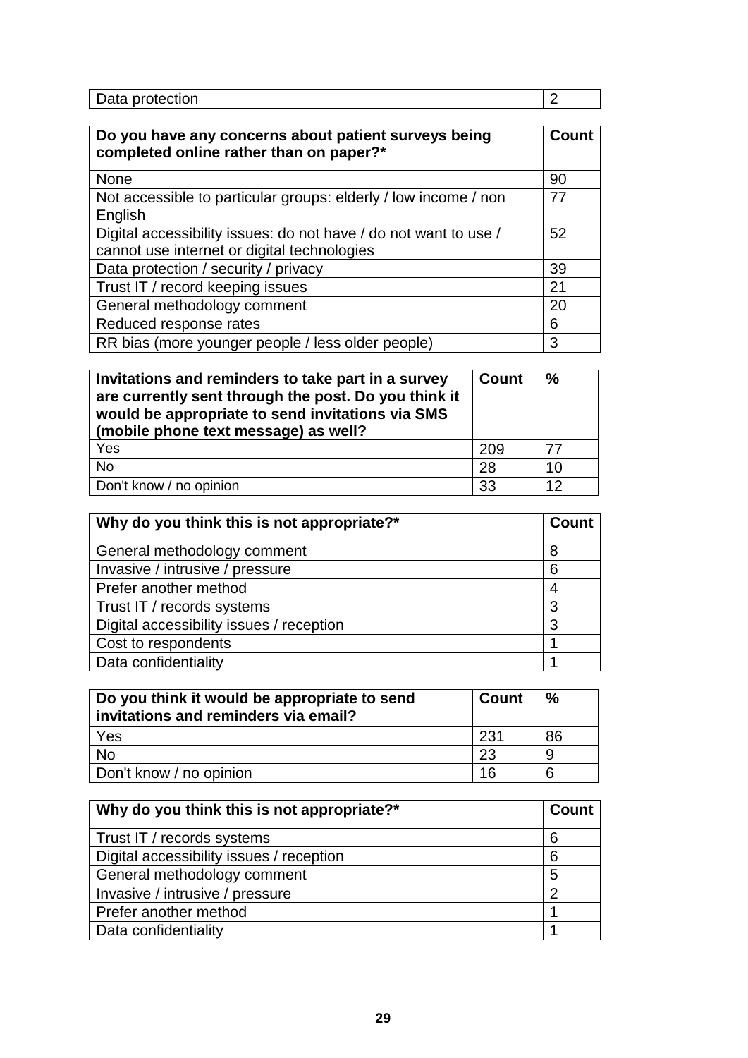| Data protection | 2 |
|---|---|

| Do you have any concerns about patient surveys being completed online rather than on paper?* | Count |
|---|---|
| None | 90 |
| Not accessible to particular groups: elderly / low income / non English | 77 |
| Digital accessibility issues: do not have / do not want to use / cannot use internet or digital technologies | 52 |
| Data protection / security / privacy | 39 |
| Trust IT / record keeping issues | 21 |
| General methodology comment | 20 |
| Reduced response rates | 6 |
| RR bias (more younger people / less older people) | 3 |

| Invitations and reminders to take part in a survey are currently sent through the post. Do you think it would be appropriate to send invitations via SMS (mobile phone text message) as well? | Count | % |
|---|---|---|
| Yes | 209 | 77 |
| No | 28 | 10 |
| Don't know / no opinion | 33 | 12 |

| Why do you think this is not appropriate?* | Count |
|---|---|
| General methodology comment | 8 |
| Invasive / intrusive / pressure | 6 |
| Prefer another method | 4 |
| Trust IT / records systems | 3 |
| Digital accessibility issues / reception | 3 |
| Cost to respondents | 1 |
| Data confidentiality | 1 |

| Do you think it would be appropriate to send invitations and reminders via email? | Count | % |
|---|---|---|
| Yes | 231 | 86 |
| No | 23 | 9 |
| Don't know / no opinion | 16 | 6 |

| Why do you think this is not appropriate?* | Count |
|---|---|
| Trust IT / records systems | 6 |
| Digital accessibility issues / reception | 6 |
| General methodology comment | 5 |
| Invasive / intrusive / pressure | 2 |
| Prefer another method | 1 |
| Data confidentiality | 1 |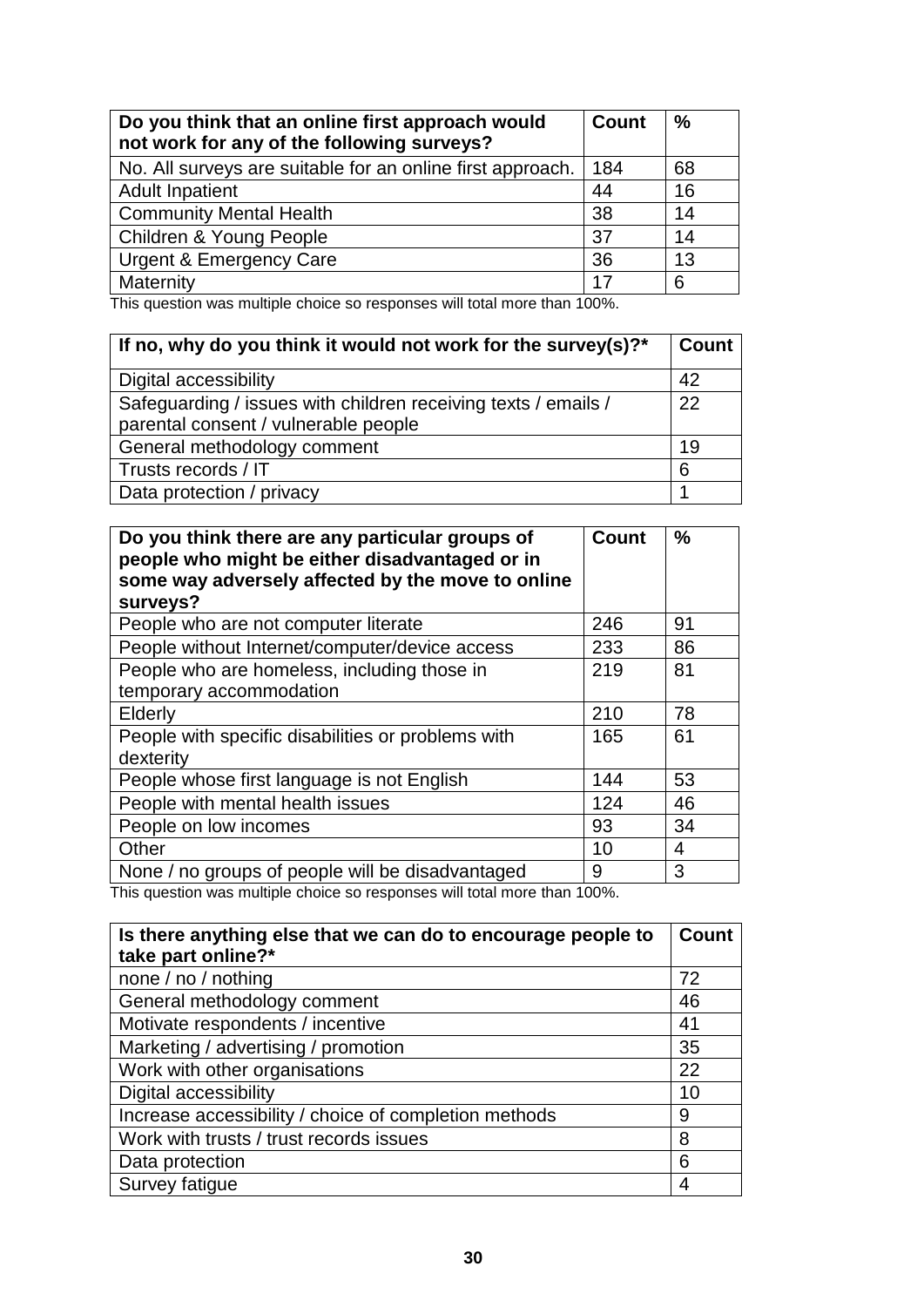| Do you think that an online first approach would not work for any of the following surveys? | Count | % |
|---|---|---|
| No. All surveys are suitable for an online first approach. | 184 | 68 |
| Adult Inpatient | 44 | 16 |
| Community Mental Health | 38 | 14 |
| Children & Young People | 37 | 14 |
| Urgent & Emergency Care | 36 | 13 |
| Maternity | 17 | 6 |

This question was multiple choice so responses will total more than 100%.

| If no, why do you think it would not work for the survey(s)?* | Count |
|---|---|
| Digital accessibility | 42 |
| Safeguarding / issues with children receiving texts / emails / parental consent / vulnerable people | 22 |
| General methodology comment | 19 |
| Trusts records / IT | 6 |
| Data protection / privacy | 1 |

| Do you think there are any particular groups of people who might be either disadvantaged or in some way adversely affected by the move to online surveys? | Count | % |
|---|---|---|
| People who are not computer literate | 246 | 91 |
| People without Internet/computer/device access | 233 | 86 |
| People who are homeless, including those in temporary accommodation | 219 | 81 |
| Elderly | 210 | 78 |
| People with specific disabilities or problems with dexterity | 165 | 61 |
| People whose first language is not English | 144 | 53 |
| People with mental health issues | 124 | 46 |
| People on low incomes | 93 | 34 |
| Other | 10 | 4 |
| None / no groups of people will be disadvantaged | 9 | 3 |

This question was multiple choice so responses will total more than 100%.

| Is there anything else that we can do to encourage people to take part online?* | Count |
|---|---|
| none / no / nothing | 72 |
| General methodology comment | 46 |
| Motivate respondents / incentive | 41 |
| Marketing / advertising / promotion | 35 |
| Work with other organisations | 22 |
| Digital accessibility | 10 |
| Increase accessibility / choice of completion methods | 9 |
| Work with trusts / trust records issues | 8 |
| Data protection | 6 |
| Survey fatigue | 4 |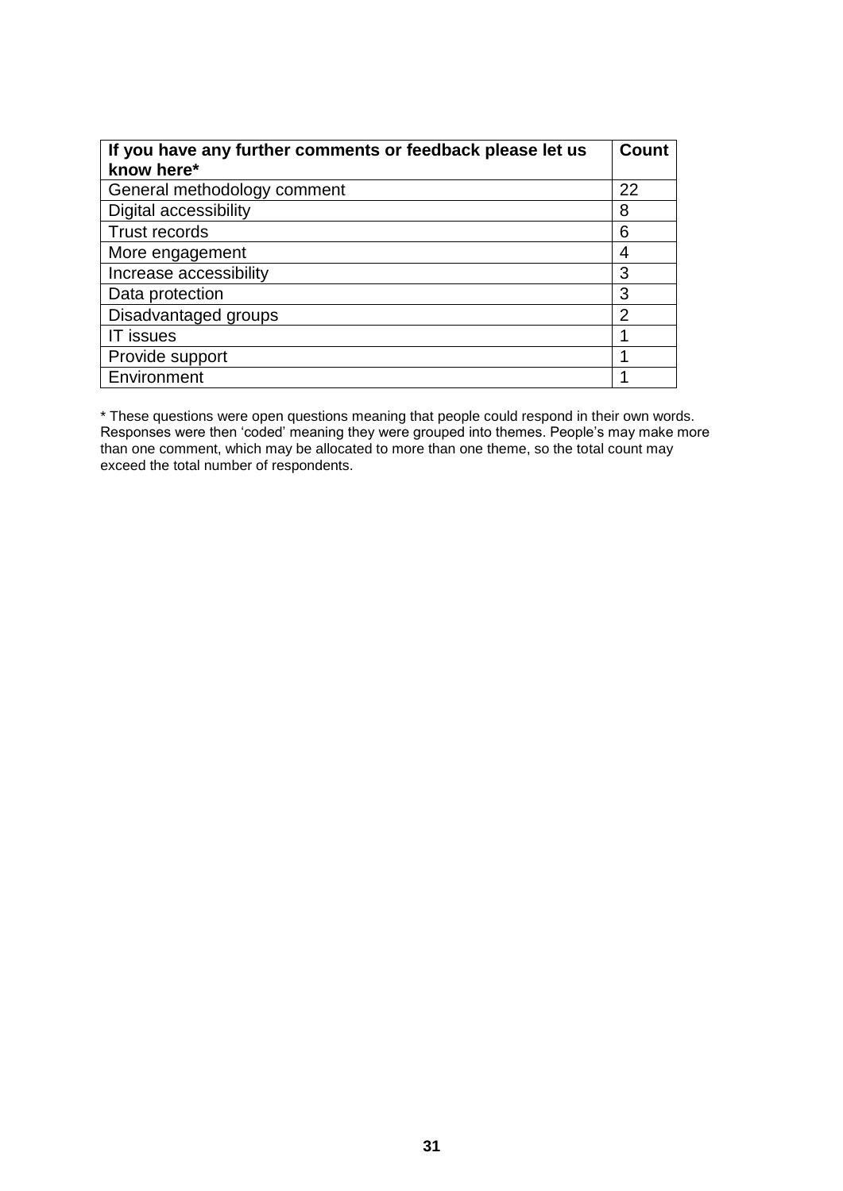| If you have any further comments or feedback please let us know here* | Count |
|---|---|
| General methodology comment | 22 |
| Digital accessibility | 8 |
| Trust records | 6 |
| More engagement | 4 |
| Increase accessibility | 3 |
| Data protection | 3 |
| Disadvantaged groups | 2 |
| IT issues | 1 |
| Provide support | 1 |
| Environment | 1 |

* These questions were open questions meaning that people could respond in their own words. Responses were then 'coded' meaning they were grouped into themes. People's may make more than one comment, which may be allocated to more than one theme, so the total count may exceed the total number of respondents.